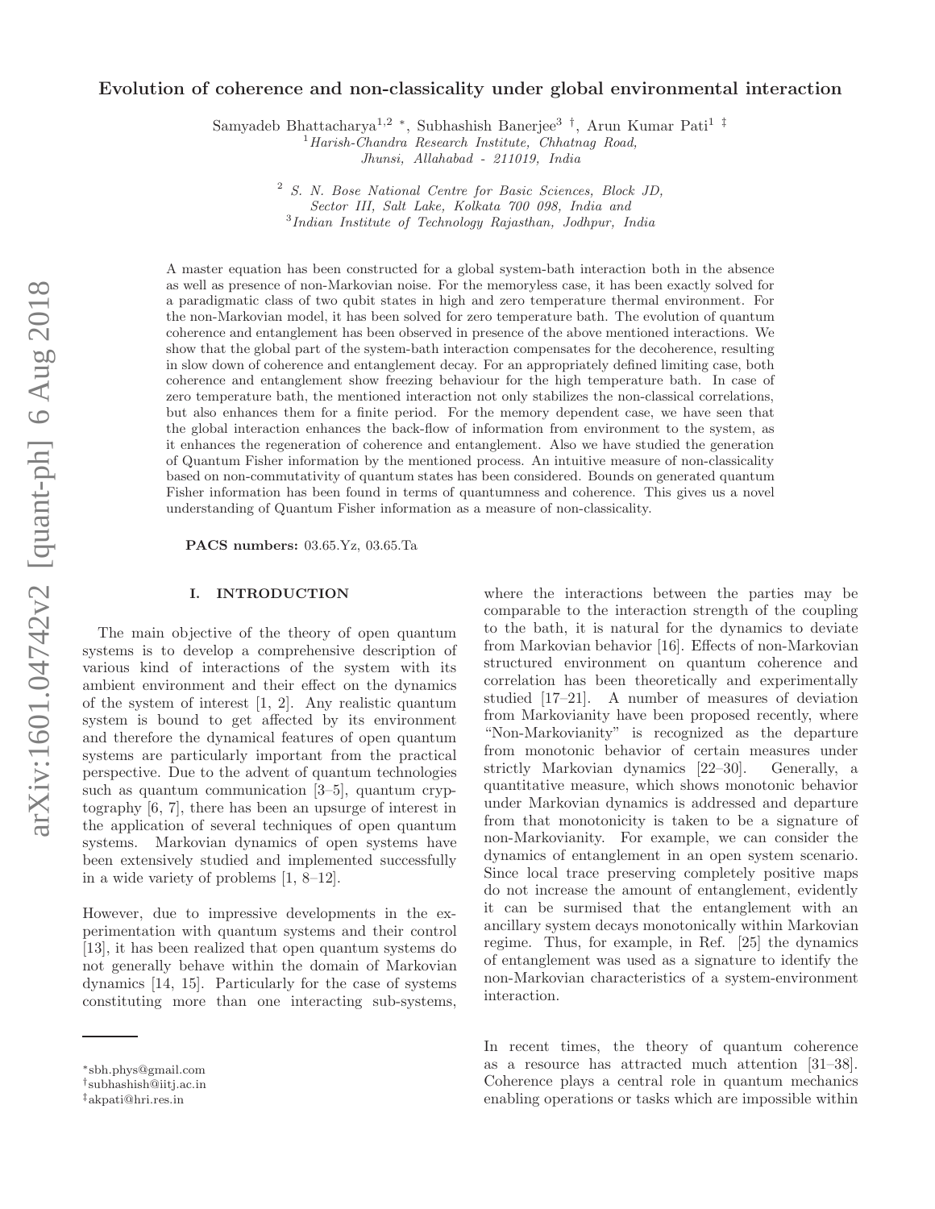# Evolution of coherence and non-classicality under global environmental interaction

Samyadeb Bhattacharya[1,2] *, Subhashish Banerjee[3] †, Arun Kumar Pati[1] ‡

[1] *Harish-Chandra Research Institute, Chhatnag Road, Jhunsi, Allahabad - 211019, India*

[2] *S. N. Bose National Centre for Basic Sciences, Block JD, Sector III, Salt Lake, Kolkata 700 098, India and*

[3] *Indian Institute of Technology Rajasthan, Jodhpur, India*

A master equation has been constructed for a global system-bath interaction both in the absence as well as presence of non-Markovian noise. For the memoryless case, it has been exactly solved for a paradigmatic class of two qubit states in high and zero temperature thermal environment. For the non-Markovian model, it has been solved for zero temperature bath. The evolution of quantum coherence and entanglement has been observed in presence of the above mentioned interactions. We show that the global part of the system-bath interaction compensates for the decoherence, resulting in slow down of coherence and entanglement decay. For an appropriately defined limiting case, both coherence and entanglement show freezing behaviour for the high temperature bath. In case of zero temperature bath, the mentioned interaction not only stabilizes the non-classical correlations, but also enhances them for a finite period. For the memory dependent case, we have seen that the global interaction enhances the back-flow of information from environment to the system, as it enhances the regeneration of coherence and entanglement. Also we have studied the generation of Quantum Fisher information by the mentioned process. An intuitive measure of non-classicality based on non-commutativity of quantum states has been considered. Bounds on generated quantum Fisher information has been found in terms of quantumness and coherence. This gives us a novel understanding of Quantum Fisher information as a measure of non-classicality.

**PACS numbers:** 03.65.Yz, 03.65.Ta

## I. INTRODUCTION

The main objective of the theory of open quantum systems is to develop a comprehensive description of various kind of interactions of the system with its ambient environment and their effect on the dynamics of the system of interest [1, 2]. Any realistic quantum system is bound to get affected by its environment and therefore the dynamical features of open quantum systems are particularly important from the practical perspective. Due to the advent of quantum technologies such as quantum communication [3–5], quantum cryptography [6, 7], there has been an upsurge of interest in the application of several techniques of open quantum systems. Markovian dynamics of open systems have been extensively studied and implemented successfully in a wide variety of problems [1, 8–12].

However, due to impressive developments in the experimentation with quantum systems and their control [13], it has been realized that open quantum systems do not generally behave within the domain of Markovian dynamics [14, 15]. Particularly for the case of systems constituting more than one interacting sub-systems, where the interactions between the parties may be comparable to the interaction strength of the coupling to the bath, it is natural for the dynamics to deviate from Markovian behavior [16]. Effects of non-Markovian structured environment on quantum coherence and correlation has been theoretically and experimentally studied [17–21]. A number of measures of deviation from Markovianity have been proposed recently, where "Non-Markovianity" is recognized as the departure from monotonic behavior of certain measures under strictly Markovian dynamics [22–30]. Generally, a quantitative measure, which shows monotonic behavior under Markovian dynamics is addressed and departure from that monotonicity is taken to be a signature of non-Markovianity. For example, we can consider the dynamics of entanglement in an open system scenario. Since local trace preserving completely positive maps do not increase the amount of entanglement, evidently it can be surmised that the entanglement with an ancillary system decays monotonically within Markovian regime. Thus, for example, in Ref. [25] the dynamics of entanglement was used as a signature to identify the non-Markovian characteristics of a system-environment interaction.

In recent times, the theory of quantum coherence as a resource has attracted much attention [31–38]. Coherence plays a central role in quantum mechanics enabling operations or tasks which are impossible within

*sbh.phys@gmail.com

†subhashish@iitj.ac.in

‡akpati@hri.res.in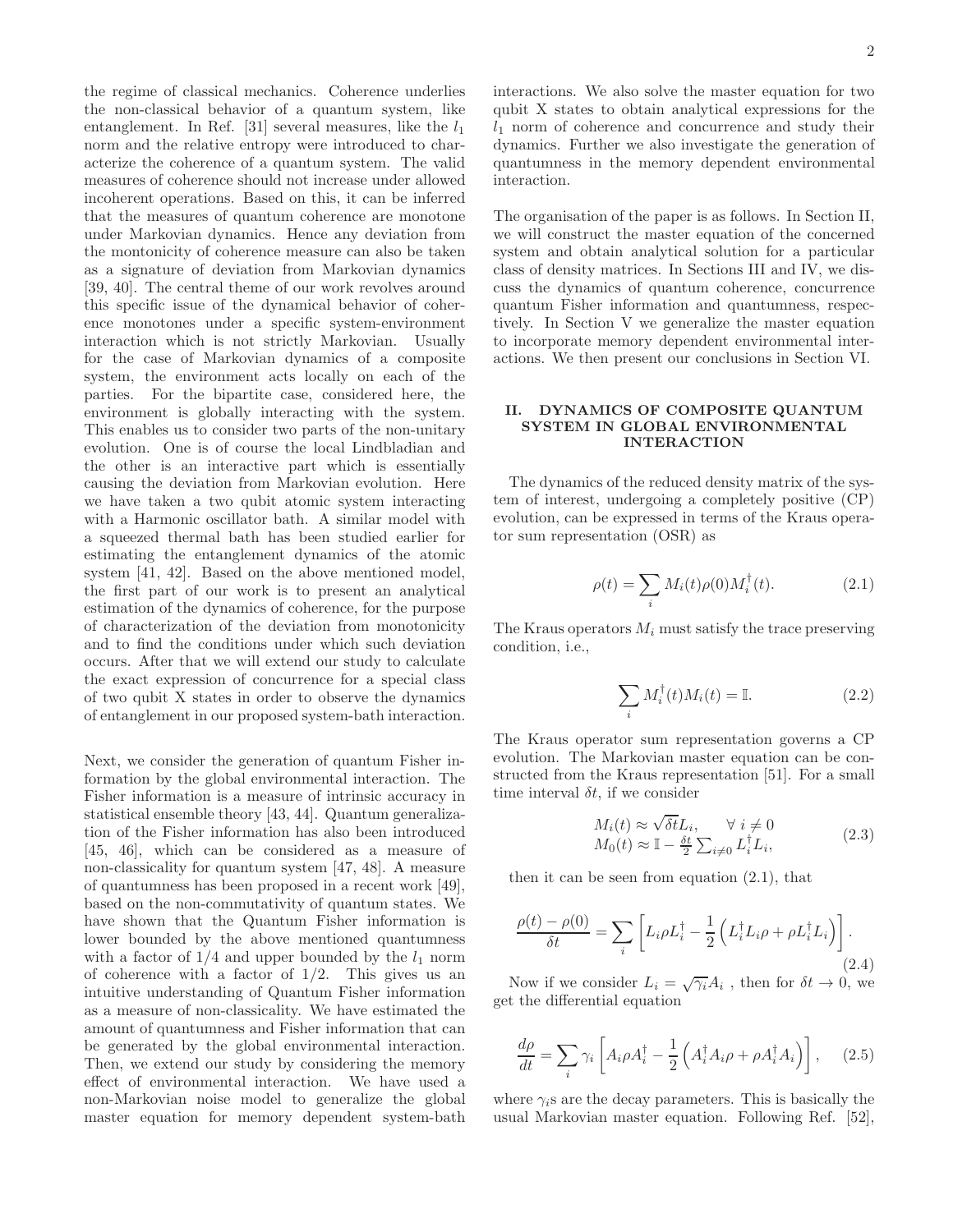the regime of classical mechanics. Coherence underlies the non-classical behavior of a quantum system, like entanglement. In Ref. [31] several measures, like the $l_1$ norm and the relative entropy were introduced to characterize the coherence of a quantum system. The valid measures of coherence should not increase under allowed incoherent operations. Based on this, it can be inferred that the measures of quantum coherence are monotone under Markovian dynamics. Hence any deviation from the montonicity of coherence measure can also be taken as a signature of deviation from Markovian dynamics [39, 40]. The central theme of our work revolves around this specific issue of the dynamical behavior of coherence monotones under a specific system-environment interaction which is not strictly Markovian. Usually for the case of Markovian dynamics of a composite system, the environment acts locally on each of the parties. For the bipartite case, considered here, the environment is globally interacting with the system. This enables us to consider two parts of the non-unitary evolution. One is of course the local Lindbladian and the other is an interactive part which is essentially causing the deviation from Markovian evolution. Here we have taken a two qubit atomic system interacting with a Harmonic oscillator bath. A similar model with a squeezed thermal bath has been studied earlier for estimating the entanglement dynamics of the atomic system [41, 42]. Based on the above mentioned model, the first part of our work is to present an analytical estimation of the dynamics of coherence, for the purpose of characterization of the deviation from monotonicity and to find the conditions under which such deviation occurs. After that we will extend our study to calculate the exact expression of concurrence for a special class of two qubit X states in order to observe the dynamics of entanglement in our proposed system-bath interaction.

Next, we consider the generation of quantum Fisher information by the global environmental interaction. The Fisher information is a measure of intrinsic accuracy in statistical ensemble theory [43, 44]. Quantum generalization of the Fisher information has also been introduced [45, 46], which can be considered as a measure of non-classicality for quantum system [47, 48]. A measure of quantumness has been proposed in a recent work [49], based on the non-commutativity of quantum states. We have shown that the Quantum Fisher information is lower bounded by the above mentioned quantumness with a factor of $1/4$ and upper bounded by the $l_1$ norm of coherence with a factor of $1/2$. This gives us an intuitive understanding of Quantum Fisher information as a measure of non-classicality. We have estimated the amount of quantumness and Fisher information that can be generated by the global environmental interaction. Then, we extend our study by considering the memory effect of environmental interaction. We have used a non-Markovian noise model to generalize the global master equation for memory dependent system-bath interactions. We also solve the master equation for two qubit X states to obtain analytical expressions for the $l_1$ norm of coherence and concurrence and study their dynamics. Further we also investigate the generation of quantumness in the memory dependent environmental interaction.

The organisation of the paper is as follows. In Section II, we will construct the master equation of the concerned system and obtain analytical solution for a particular class of density matrices. In Sections III and IV, we discuss the dynamics of quantum coherence, concurrence quantum Fisher information and quantumness, respectively. In Section V we generalize the master equation to incorporate memory dependent environmental interactions. We then present our conclusions in Section VI.

## II. DYNAMICS OF COMPOSITE QUANTUM SYSTEM IN GLOBAL ENVIRONMENTAL INTERACTION

The dynamics of the reduced density matrix of the system of interest, undergoing a completely positive (CP) evolution, can be expressed in terms of the Kraus operator sum representation (OSR) as

$$\rho(t) = \sum_i M_i(t)\rho(0)M_i^\dagger(t). \tag{2.1}$$

The Kraus operators $M_i$ must satisfy the trace preserving condition, i.e.,

$$\sum_i M_i^\dagger(t)M_i(t) = \mathbb{I}. \tag{2.2}$$

The Kraus operator sum representation governs a CP evolution. The Markovian master equation can be constructed from the Kraus representation [51]. For a small time interval $\delta t$, if we consider

$$\begin{array}{l} M_i(t) \approx \sqrt{\delta t} L_i, \qquad \forall\ i \neq 0 \\ M_0(t) \approx \mathbb{I} - \frac{\delta t}{2}\sum_{i\neq 0} L_i^\dagger L_i, \end{array} \tag{2.3}$$

then it can be seen from equation (2.1), that

$$\frac{\rho(t)-\rho(0)}{\delta t} = \sum_i \left[ L_i \rho L_i^\dagger - \frac{1}{2}\left( L_i^\dagger L_i \rho + \rho L_i^\dagger L_i \right)\right]. \tag{2.4}$$

Now if we consider $L_i = \sqrt{\gamma_i} A_i$ , then for $\delta t \to 0$, we get the differential equation

$$\frac{d\rho}{dt} = \sum_i \gamma_i \left[ A_i \rho A_i^\dagger - \frac{1}{2}\left( A_i^\dagger A_i \rho + \rho A_i^\dagger A_i \right)\right], \tag{2.5}$$

where $\gamma_i$s are the decay parameters. This is basically the usual Markovian master equation. Following Ref. [52],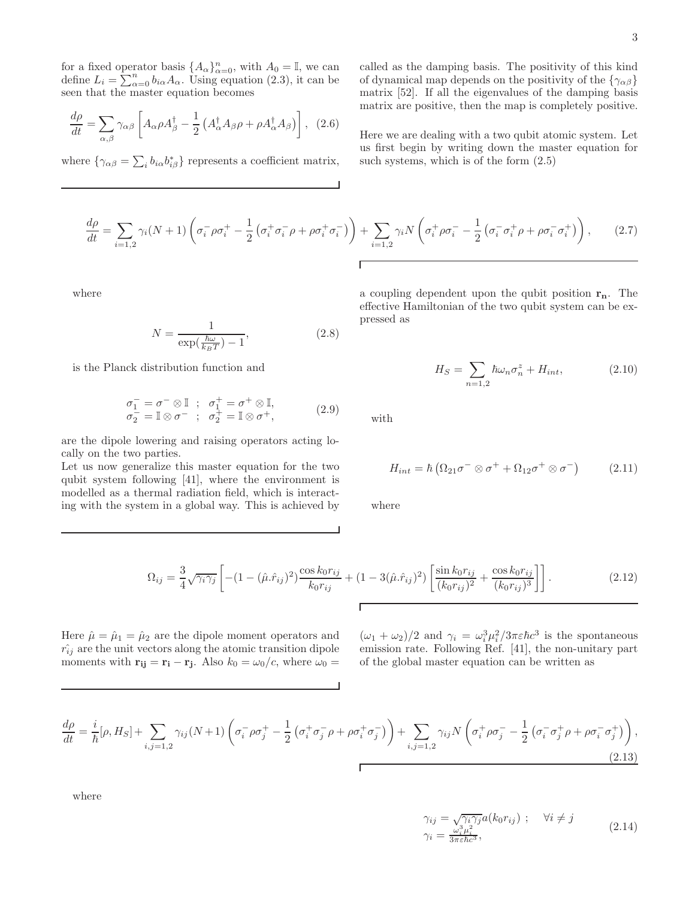for a fixed operator basis $\{A_\alpha\}_{\alpha=0}^{n}$, with $A_0 = \mathbb{I}$, we can define $L_i = \sum_{\alpha=0}^{n} b_{i\alpha} A_\alpha$. Using equation (2.3), it can be seen that the master equation becomes

$$\frac{d\rho}{dt} = \sum_{\alpha,\beta} \gamma_{\alpha\beta} \left[ A_\alpha \rho A_\beta^\dagger - \frac{1}{2}\left( A_\alpha^\dagger A_\beta \rho + \rho A_\alpha^\dagger A_\beta \right) \right], \quad (2.6)$$

where $\{\gamma_{\alpha\beta} = \sum_i b_{i\alpha} b_{i\beta}^*\}$ represents a coefficient matrix, called as the damping basis. The positivity of this kind of dynamical map depends on the positivity of the $\{\gamma_{\alpha\beta}\}$ matrix [52]. If all the eigenvalues of the damping basis matrix are positive, then the map is completely positive.

Here we are dealing with a two qubit atomic system. Let us first begin by writing down the master equation for such systems, which is of the form (2.5)

$$\frac{d\rho}{dt} = \sum_{i=1,2} \gamma_i (N+1) \left( \sigma_i^- \rho \sigma_i^+ - \frac{1}{2}\left( \sigma_i^+ \sigma_i^- \rho + \rho \sigma_i^+ \sigma_i^- \right) \right) + \sum_{i=1,2} \gamma_i N \left( \sigma_i^+ \rho \sigma_i^- - \frac{1}{2}\left( \sigma_i^- \sigma_i^+ \rho + \rho \sigma_i^- \sigma_i^+ \right) \right), \quad (2.7)$$

where

$$N = \frac{1}{\exp(\frac{\hbar\omega}{k_B T}) - 1}, \quad (2.8)$$

is the Planck distribution function and

$$\begin{aligned} \sigma_1^- &= \sigma^- \otimes \mathbb{I} \;\; ; \;\; \sigma_1^+ = \sigma^+ \otimes \mathbb{I}, \\ \sigma_2^- &= \mathbb{I} \otimes \sigma^- \;\; ; \;\; \sigma_2^+ = \mathbb{I} \otimes \sigma^+, \end{aligned} \quad (2.9)$$

are the dipole lowering and raising operators acting locally on the two parties.
Let us now generalize this master equation for the two qubit system following [41], where the environment is modelled as a thermal radiation field, which is interacting with the system in a global way. This is achieved by a coupling dependent upon the qubit position $\mathbf{r_n}$. The effective Hamiltonian of the two qubit system can be expressed as

$$H_S = \sum_{n=1,2} \hbar \omega_n \sigma_n^z + H_{int}, \quad (2.10)$$

with

$$H_{int} = \hbar \left( \Omega_{21} \sigma^- \otimes \sigma^+ + \Omega_{12} \sigma^+ \otimes \sigma^- \right) \quad (2.11)$$

where

$$\Omega_{ij} = \frac{3}{4}\sqrt{\gamma_i \gamma_j} \left[ -(1 - (\hat{\mu}.\hat{r}_{ij})^2) \frac{\cos k_0 r_{ij}}{k_0 r_{ij}} + (1 - 3(\hat{\mu}.\hat{r}_{ij})^2) \left[ \frac{\sin k_0 r_{ij}}{(k_0 r_{ij})^2} + \frac{\cos k_0 r_{ij}}{(k_0 r_{ij})^3} \right] \right]. \quad (2.12)$$

Here $\hat{\mu} = \hat{\mu}_1 = \hat{\mu}_2$ are the dipole moment operators and $\hat{r_{ij}}$ are the unit vectors along the atomic transition dipole moments with $\mathbf{r_{ij}} = \mathbf{r_i} - \mathbf{r_j}$. Also $k_0 = \omega_0/c$, where $\omega_0 = (\omega_1 + \omega_2)/2$ and $\gamma_i = \omega_i^3 \mu_i^2 / 3\pi\varepsilon\hbar c^3$ is the spontaneous emission rate. Following Ref. [41], the non-unitary part of the global master equation can be written as

$$\frac{d\rho}{dt} = \frac{i}{\hbar}[\rho, H_S] + \sum_{i,j=1,2} \gamma_{ij} (N+1) \left( \sigma_i^- \rho \sigma_j^+ - \frac{1}{2}\left( \sigma_i^+ \sigma_j^- \rho + \rho \sigma_i^+ \sigma_j^- \right) \right) + \sum_{i,j=1,2} \gamma_{ij} N \left( \sigma_i^+ \rho \sigma_j^- - \frac{1}{2}\left( \sigma_i^- \sigma_j^+ \rho + \rho \sigma_i^- \sigma_j^+ \right) \right), \quad (2.13)$$

where

$$\begin{aligned} \gamma_{ij} &= \sqrt{\gamma_i \gamma_j}\, a(k_0 r_{ij}) \;\; ; \quad \forall i \neq j \\ \gamma_i &= \frac{\omega_i^3 \mu_i^2}{3\pi\varepsilon\hbar c^3}, \end{aligned} \quad (2.14)$$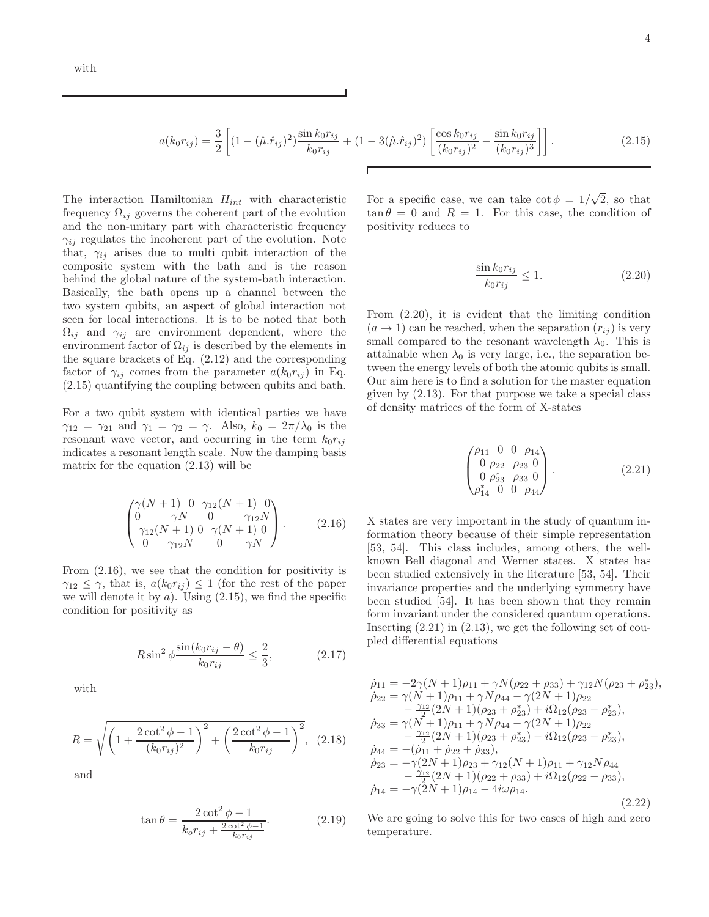with

$$a(k_0 r_{ij}) = \frac{3}{2}\left[(1-(\hat{\mu}.\hat{r}_{ij})^2)\frac{\sin k_0 r_{ij}}{k_0 r_{ij}} + (1-3(\hat{\mu}.\hat{r}_{ij})^2)\left[\frac{\cos k_0 r_{ij}}{(k_0 r_{ij})^2} - \frac{\sin k_0 r_{ij}}{(k_0 r_{ij})^3}\right]\right]. \tag{2.15}$$

The interaction Hamiltonian $H_{int}$ with characteristic frequency $\Omega_{ij}$ governs the coherent part of the evolution and the non-unitary part with characteristic frequency $\gamma_{ij}$ regulates the incoherent part of the evolution. Note that, $\gamma_{ij}$ arises due to multi qubit interaction of the composite system with the bath and is the reason behind the global nature of the system-bath interaction. Basically, the bath opens up a channel between the two system qubits, an aspect of global interaction not seen for local interactions. It is to be noted that both $\Omega_{ij}$ and $\gamma_{ij}$ are environment dependent, where the environment factor of $\Omega_{ij}$ is described by the elements in the square brackets of Eq. (2.12) and the corresponding factor of $\gamma_{ij}$ comes from the parameter $a(k_0 r_{ij})$ in Eq. (2.15) quantifying the coupling between qubits and bath.

For a two qubit system with identical parties we have $\gamma_{12} = \gamma_{21}$ and $\gamma_1 = \gamma_2 = \gamma$. Also, $k_0 = 2\pi/\lambda_0$ is the resonant wave vector, and occurring in the term $k_0 r_{ij}$ indicates a resonant length scale. Now the damping basis matrix for the equation (2.13) will be

$$\begin{pmatrix} \gamma(N+1) & 0 & \gamma_{12}(N+1) & 0 \\ 0 & \gamma N & 0 & \gamma_{12}N \\ \gamma_{12}(N+1) & 0 & \gamma(N+1) & 0 \\ 0 & \gamma_{12}N & 0 & \gamma N \end{pmatrix}. \tag{2.16}$$

From (2.16), we see that the condition for positivity is $\gamma_{12} \leq \gamma$, that is, $a(k_0 r_{ij}) \leq 1$ (for the rest of the paper we will denote it by $a$). Using (2.15), we find the specific condition for positivity as

$$R \sin^2\phi \frac{\sin(k_0 r_{ij} - \theta)}{k_0 r_{ij}} \leq \frac{2}{3}, \tag{2.17}$$

with

$$R = \sqrt{\left(1 + \frac{2\cot^2\phi - 1}{(k_0 r_{ij})^2}\right)^2 + \left(\frac{2\cot^2\phi - 1}{k_0 r_{ij}}\right)^2}, \tag{2.18}$$

and

$$\tan\theta = \frac{2\cot^2\phi - 1}{k_o r_{ij} + \frac{2\cot^2\phi - 1}{k_0 r_{ij}}}. \tag{2.19}$$

For a specific case, we can take $\cot\phi = 1/\sqrt{2}$, so that $\tan\theta = 0$ and $R = 1$. For this case, the condition of positivity reduces to

$$\frac{\sin k_0 r_{ij}}{k_0 r_{ij}} \leq 1. \tag{2.20}$$

From (2.20), it is evident that the limiting condition $(a \to 1)$ can be reached, when the separation $(r_{ij})$ is very small compared to the resonant wavelength $\lambda_0$. This is attainable when $\lambda_0$ is very large, i.e., the separation between the energy levels of both the atomic qubits is small. Our aim here is to find a solution for the master equation given by (2.13). For that purpose we take a special class of density matrices of the form of X-states

$$\begin{pmatrix} \rho_{11} & 0 & 0 & \rho_{14} \\ 0 & \rho_{22} & \rho_{23} & 0 \\ 0 & \rho_{23}^* & \rho_{33} & 0 \\ \rho_{14}^* & 0 & 0 & \rho_{44} \end{pmatrix}. \tag{2.21}$$

X states are very important in the study of quantum information theory because of their simple representation [53, 54]. This class includes, among others, the well-known Bell diagonal and Werner states. X states has been studied extensively in the literature [53, 54]. Their invariance properties and the underlying symmetry have been studied [54]. It has been shown that they remain form invariant under the considered quantum operations. Inserting (2.21) in (2.13), we get the following set of coupled differential equations

$$\begin{aligned}
\dot{\rho}_{11} &= -2\gamma(N+1)\rho_{11} + \gamma N(\rho_{22} + \rho_{33}) + \gamma_{12}N(\rho_{23} + \rho_{23}^*), \\
\dot{\rho}_{22} &= \gamma(N+1)\rho_{11} + \gamma N\rho_{44} - \gamma(2N+1)\rho_{22} \\
&\quad - \tfrac{\gamma_{12}}{2}(2N+1)(\rho_{23} + \rho_{23}^*) + i\Omega_{12}(\rho_{23} - \rho_{23}^*), \\
\dot{\rho}_{33} &= \gamma(N+1)\rho_{11} + \gamma N\rho_{44} - \gamma(2N+1)\rho_{22} \\
&\quad - \tfrac{\gamma_{12}}{2}(2N+1)(\rho_{23} + \rho_{23}^*) - i\Omega_{12}(\rho_{23} - \rho_{23}^*), \\
\dot{\rho}_{44} &= -(\dot{\rho}_{11} + \dot{\rho}_{22} + \dot{\rho}_{33}), \\
\dot{\rho}_{23} &= -\gamma(2N+1)\rho_{23} + \gamma_{12}(N+1)\rho_{11} + \gamma_{12}N\rho_{44} \\
&\quad - \tfrac{\gamma_{12}}{2}(2N+1)(\rho_{22} + \rho_{33}) + i\Omega_{12}(\rho_{22} - \rho_{33}), \\
\dot{\rho}_{14} &= -\gamma(2N+1)\rho_{14} - 4i\omega\rho_{14}.
\end{aligned} \tag{2.22}$$

We are going to solve this for two cases of high and zero temperature.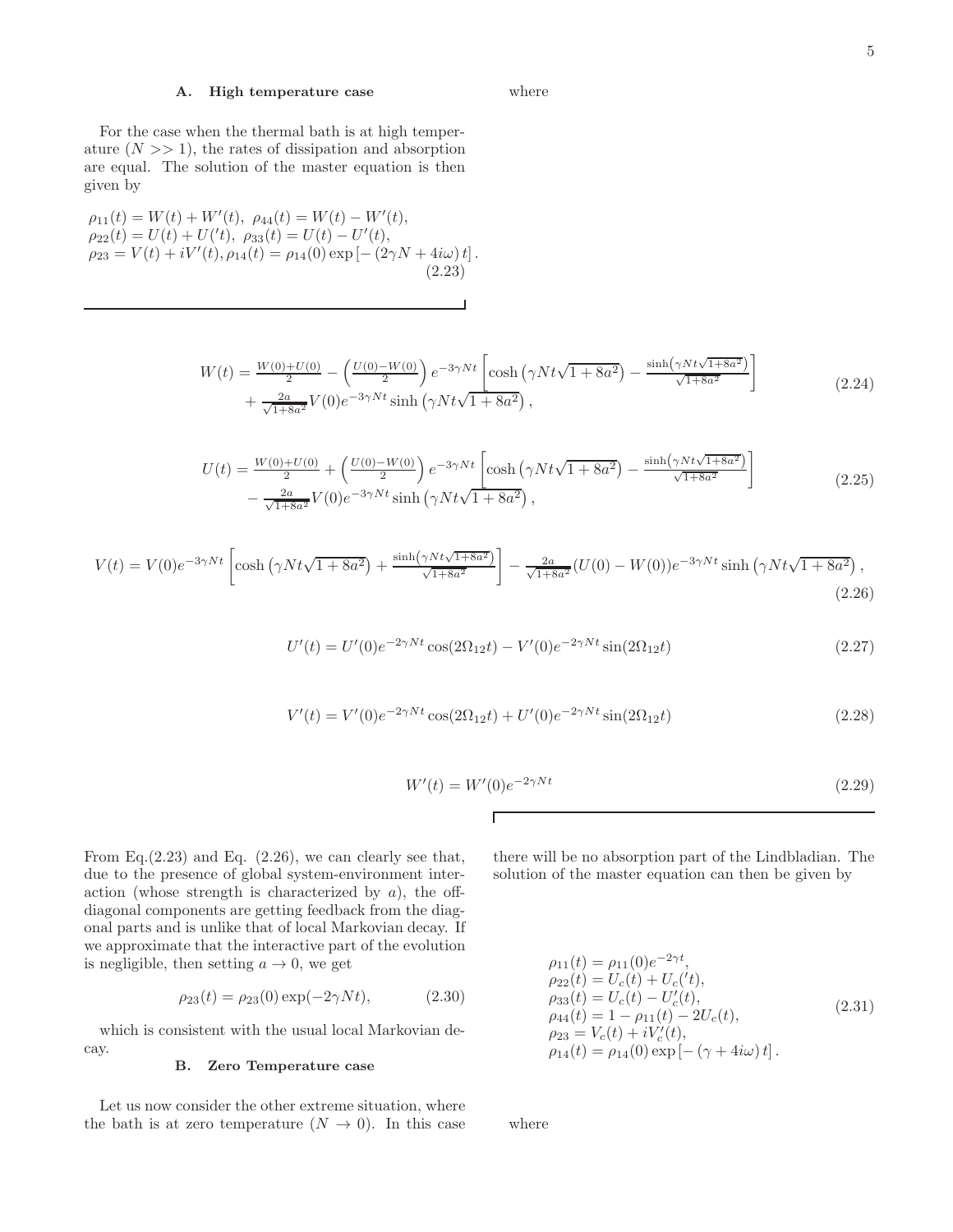### A. High temperature case

For the case when the thermal bath is at high temperature ($N >> 1$), the rates of dissipation and absorption are equal. The solution of the master equation is then given by

$$
\begin{aligned}
&\rho_{11}(t) = W(t) + W'(t),\ \rho_{44}(t) = W(t) - W'(t),\\
&\rho_{22}(t) = U(t) + U('t),\ \rho_{33}(t) = U(t) - U'(t),\\
&\rho_{23} = V(t) + iV'(t), \rho_{14}(t) = \rho_{14}(0)\exp\left[-\left(2\gamma N + 4i\omega\right)t\right].
\end{aligned}
\tag{2.23}
$$

where

$$
\begin{aligned}
W(t) = &\tfrac{W(0)+U(0)}{2} - \left(\tfrac{U(0)-W(0)}{2}\right)e^{-3\gamma N t}\left[\cosh\left(\gamma N t\sqrt{1+8a^2}\right) - \tfrac{\sinh\left(\gamma N t\sqrt{1+8a^2}\right)}{\sqrt{1+8a^2}}\right]\\
&+ \tfrac{2a}{\sqrt{1+8a^2}}V(0)e^{-3\gamma N t}\sinh\left(\gamma N t\sqrt{1+8a^2}\right),
\end{aligned}
\tag{2.24}
$$

$$
\begin{aligned}
U(t) = &\tfrac{W(0)+U(0)}{2} + \left(\tfrac{U(0)-W(0)}{2}\right)e^{-3\gamma N t}\left[\cosh\left(\gamma N t\sqrt{1+8a^2}\right) - \tfrac{\sinh\left(\gamma N t\sqrt{1+8a^2}\right)}{\sqrt{1+8a^2}}\right]\\
&- \tfrac{2a}{\sqrt{1+8a^2}}V(0)e^{-3\gamma N t}\sinh\left(\gamma N t\sqrt{1+8a^2}\right),
\end{aligned}
\tag{2.25}
$$

$$
V(t) = V(0)e^{-3\gamma N t}\left[\cosh\left(\gamma N t\sqrt{1+8a^2}\right) + \tfrac{\sinh\left(\gamma N t\sqrt{1+8a^2}\right)}{\sqrt{1+8a^2}}\right] - \tfrac{2a}{\sqrt{1+8a^2}}(U(0)-W(0))e^{-3\gamma N t}\sinh\left(\gamma N t\sqrt{1+8a^2}\right),
\tag{2.26}
$$

$$
U'(t) = U'(0)e^{-2\gamma N t}\cos(2\Omega_{12}t) - V'(0)e^{-2\gamma N t}\sin(2\Omega_{12}t)
\tag{2.27}
$$

$$
V'(t) = V'(0)e^{-2\gamma N t}\cos(2\Omega_{12}t) + U'(0)e^{-2\gamma N t}\sin(2\Omega_{12}t)
\tag{2.28}
$$

$$
W'(t) = W'(0)e^{-2\gamma N t}
\tag{2.29}
$$

From Eq.(2.23) and Eq. (2.26), we can clearly see that, due to the presence of global system-environment interaction (whose strength is characterized by $a$), the off-diagonal components are getting feedback from the diagonal parts and is unlike that of local Markovian decay. If we approximate that the interactive part of the evolution is negligible, then setting $a \to 0$, we get

$$
\rho_{23}(t) = \rho_{23}(0)\exp(-2\gamma N t),
\tag{2.30}
$$

which is consistent with the usual local Markovian decay.

### B. Zero Temperature case

Let us now consider the other extreme situation, where the bath is at zero temperature ($N \to 0$). In this case there will be no absorption part of the Lindbladian. The solution of the master equation can then be given by

$$
\begin{aligned}
&\rho_{11}(t) = \rho_{11}(0)e^{-2\gamma t},\\
&\rho_{22}(t) = U_c(t) + U_c('t),\\
&\rho_{33}(t) = U_c(t) - U_c'(t),\\
&\rho_{44}(t) = 1 - \rho_{11}(t) - 2U_c(t),\\
&\rho_{23} = V_c(t) + iV_c'(t),\\
&\rho_{14}(t) = \rho_{14}(0)\exp\left[-\left(\gamma + 4i\omega\right)t\right].
\end{aligned}
\tag{2.31}
$$

where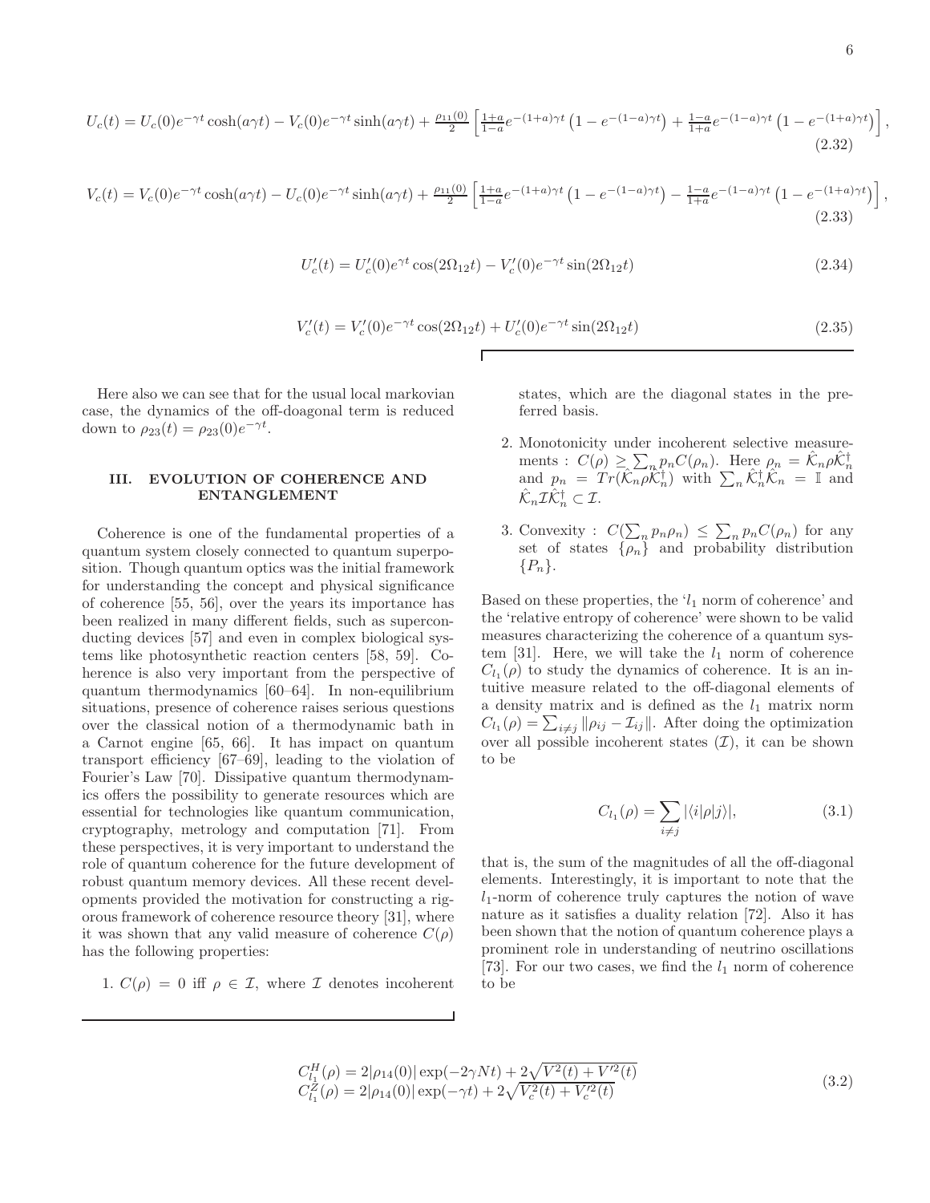$$U_c(t) = U_c(0)e^{-\gamma t}\cosh(a\gamma t) - V_c(0)e^{-\gamma t}\sinh(a\gamma t) + \frac{\rho_{11}(0)}{2}\left[\frac{1+a}{1-a}e^{-(1+a)\gamma t}\left(1-e^{-(1-a)\gamma t}\right) + \frac{1-a}{1+a}e^{-(1-a)\gamma t}\left(1-e^{-(1+a)\gamma t}\right)\right], \tag{2.32}$$

$$V_c(t) = V_c(0)e^{-\gamma t}\cosh(a\gamma t) - U_c(0)e^{-\gamma t}\sinh(a\gamma t) + \frac{\rho_{11}(0)}{2}\left[\frac{1+a}{1-a}e^{-(1+a)\gamma t}\left(1-e^{-(1-a)\gamma t}\right) - \frac{1-a}{1+a}e^{-(1-a)\gamma t}\left(1-e^{-(1+a)\gamma t}\right)\right], \tag{2.33}$$

$$U'_c(t) = U'_c(0)e^{\gamma t}\cos(2\Omega_{12}t) - V'_c(0)e^{-\gamma t}\sin(2\Omega_{12}t) \tag{2.34}$$

$$V'_c(t) = V'_c(0)e^{-\gamma t}\cos(2\Omega_{12}t) + U'_c(0)e^{-\gamma t}\sin(2\Omega_{12}t) \tag{2.35}$$

Here also we can see that for the usual local markovian case, the dynamics of the off-doagonal term is reduced down to $\rho_{23}(t) = \rho_{23}(0)e^{-\gamma t}$.

## III. EVOLUTION OF COHERENCE AND ENTANGLEMENT

Coherence is one of the fundamental properties of a quantum system closely connected to quantum superposition. Though quantum optics was the initial framework for understanding the concept and physical significance of coherence [55, 56], over the years its importance has been realized in many different fields, such as superconducting devices [57] and even in complex biological systems like photosynthetic reaction centers [58, 59]. Coherence is also very important from the perspective of quantum thermodynamics [60–64]. In non-equilibrium situations, presence of coherence raises serious questions over the classical notion of a thermodynamic bath in a Carnot engine [65, 66]. It has impact on quantum transport efficiency [67–69], leading to the violation of Fourier's Law [70]. Dissipative quantum thermodynamics offers the possibility to generate resources which are essential for technologies like quantum communication, cryptography, metrology and computation [71]. From these perspectives, it is very important to understand the role of quantum coherence for the future development of robust quantum memory devices. All these recent developments provided the motivation for constructing a rigorous framework of coherence resource theory [31], where it was shown that any valid measure of coherence $C(\rho)$ has the following properties:

1. $C(\rho) = 0$ iff $\rho \in \mathcal{I}$, where $\mathcal{I}$ denotes incoherent states, which are the diagonal states in the preferred basis.
2. Monotonicity under incoherent selective measurements : $C(\rho) \geq \sum_n p_n C(\rho_n)$. Here $\rho_n = \hat{\mathcal{K}}_n \rho \hat{\mathcal{K}}_n^\dagger$ and $p_n = Tr(\hat{\mathcal{K}}_n \rho \hat{\mathcal{K}}_n^\dagger)$ with $\sum_n \hat{\mathcal{K}}_n^\dagger \hat{\mathcal{K}}_n = \mathbb{I}$ and $\hat{\mathcal{K}}_n \mathcal{I} \hat{\mathcal{K}}_n^\dagger \subset \mathcal{I}$.
3. Convexity : $C(\sum_n p_n \rho_n) \leq \sum_n p_n C(\rho_n)$ for any set of states $\{\rho_n\}$ and probability distribution $\{P_n\}$.

Based on these properties, the '$l_1$ norm of coherence' and the 'relative entropy of coherence' were shown to be valid measures characterizing the coherence of a quantum system [31]. Here, we will take the $l_1$ norm of coherence $C_{l_1}(\rho)$ to study the dynamics of coherence. It is an intuitive measure related to the off-diagonal elements of a density matrix and is defined as the $l_1$ matrix norm $C_{l_1}(\rho) = \sum_{i \neq j} \|\rho_{ij} - \mathcal{I}_{ij}\|$. After doing the optimization over all possible incoherent states ($\mathcal{I}$), it can be shown to be

$$C_{l_1}(\rho) = \sum_{i \neq j} |\langle i|\rho|j\rangle|, \tag{3.1}$$

that is, the sum of the magnitudes of all the off-diagonal elements. Interestingly, it is important to note that the $l_1$-norm of coherence truly captures the notion of wave nature as it satisfies a duality relation [72]. Also it has been shown that the notion of quantum coherence plays a prominent role in understanding of neutrino oscillations [73]. For our two cases, we find the $l_1$ norm of coherence to be

$$\begin{aligned} C_{l_1}^H(\rho) &= 2|\rho_{14}(0)|\exp(-2\gamma N t) + 2\sqrt{V^2(t) + V'^2(t)} \\ C_{l_1}^Z(\rho) &= 2|\rho_{14}(0)|\exp(-\gamma t) + 2\sqrt{V_c^2(t) + V_c'^2(t)} \end{aligned} \tag{3.2}$$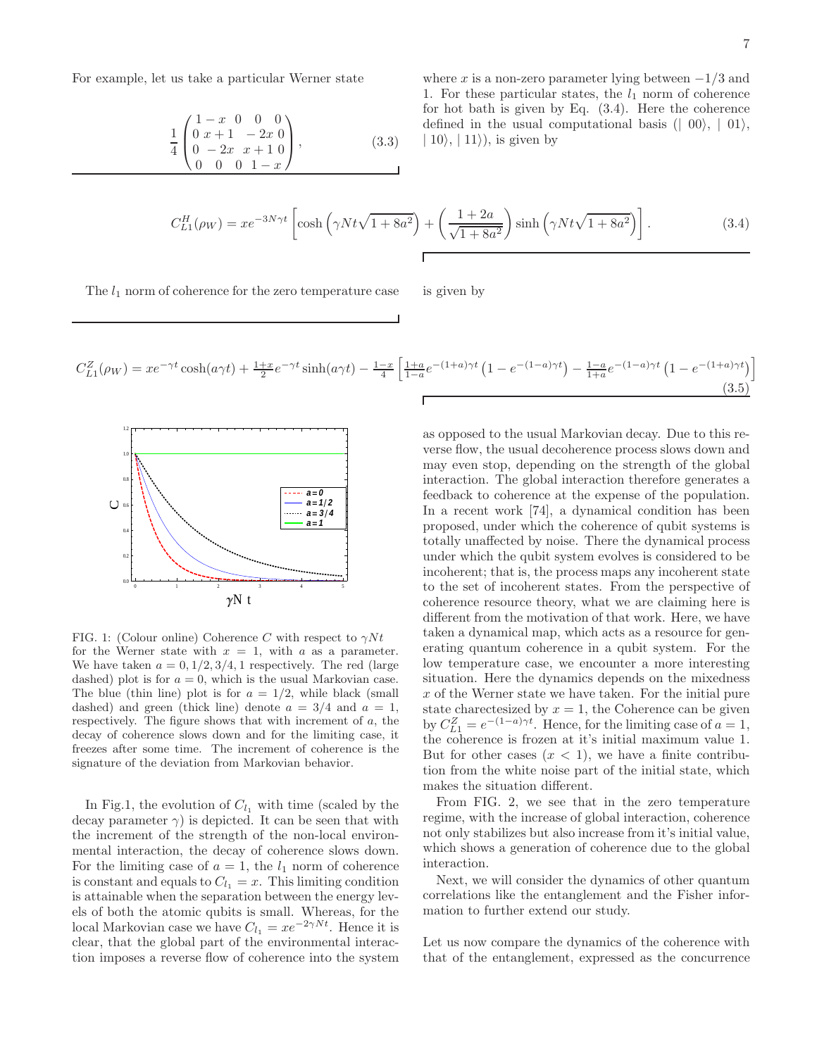For example, let us take a particular Werner state

$$\frac{1}{4}\begin{pmatrix} 1-x & 0 & 0 & 0 \\ 0 & x+1 & -2x & 0 \\ 0 & -2x & x+1 & 0 \\ 0 & 0 & 0 & 1-x \end{pmatrix}, \tag{3.3}$$

where $x$ is a non-zero parameter lying between $-1/3$ and 1. For these particular states, the $l_1$ norm of coherence for hot bath is given by Eq. (3.4). Here the coherence defined in the usual computational basis ($|00\rangle$, $|01\rangle$, $|10\rangle$, $|11\rangle$), is given by

$$C^H_{L1}(\rho_W) = xe^{-3N\gamma t}\left[\cosh\left(\gamma N t\sqrt{1+8a^2}\right) + \left(\frac{1+2a}{\sqrt{1+8a^2}}\right)\sinh\left(\gamma N t\sqrt{1+8a^2}\right)\right]. \tag{3.4}$$

The $l_1$ norm of coherence for the zero temperature case is given by

$$C^Z_{L1}(\rho_W) = xe^{-\gamma t}\cosh(a\gamma t) + \tfrac{1+x}{2}e^{-\gamma t}\sinh(a\gamma t) - \tfrac{1-x}{4}\left[\tfrac{1+a}{1-a}e^{-(1+a)\gamma t}\left(1-e^{-(1-a)\gamma t}\right) - \tfrac{1-a}{1+a}e^{-(1-a)\gamma t}\left(1-e^{-(1+a)\gamma t}\right)\right] \tag{3.5}$$

FIG. 1: (Colour online) Coherence $C$ with respect to $\gamma N t$ for the Werner state with $x = 1$, with $a$ as a parameter. We have taken $a = 0, 1/2, 3/4, 1$ respectively. The red (large dashed) plot is for $a = 0$, which is the usual Markovian case. The blue (thin line) plot is for $a = 1/2$, while black (small dashed) and green (thick line) denote $a = 3/4$ and $a = 1$, respectively. The figure shows that with increment of $a$, the decay of coherence slows down and for the limiting case, it freezes after some time. The increment of coherence is the signature of the deviation from Markovian behavior.

In Fig.1, the evolution of $C_{l_1}$ with time (scaled by the decay parameter $\gamma$) is depicted. It can be seen that with the increment of the strength of the non-local environmental interaction, the decay of coherence slows down. For the limiting case of $a = 1$, the $l_1$ norm of coherence is constant and equals to $C_{l_1} = x$. This limiting condition is attainable when the separation between the energy levels of both the atomic qubits is small. Whereas, for the local Markovian case we have $C_{l_1} = xe^{-2\gamma N t}$. Hence it is clear, that the global part of the environmental interaction imposes a reverse flow of coherence into the system as opposed to the usual Markovian decay. Due to this reverse flow, the usual decoherence process slows down and may even stop, depending on the strength of the global interaction. The global interaction therefore generates a feedback to coherence at the expense of the population. In a recent work [74], a dynamical condition has been proposed, under which the coherence of qubit systems is totally unaffected by noise. There the dynamical process under which the qubit system evolves is considered to be incoherent; that is, the process maps any incoherent state to the set of incoherent states. From the perspective of coherence resource theory, what we are claiming here is different from the motivation of that work. Here, we have taken a dynamical map, which acts as a resource for generating quantum coherence in a qubit system. For the low temperature case, we encounter a more interesting situation. Here the dynamics depends on the mixedness $x$ of the Werner state we have taken. For the initial pure state charectesized by $x = 1$, the Coherence can be given by $C^Z_{L1} = e^{-(1-a)\gamma t}$. Hence, for the limiting case of $a = 1$, the coherence is frozen at it's initial maximum value 1. But for other cases ($x < 1$), we have a finite contribution from the white noise part of the initial state, which makes the situation different.

From FIG. 2, we see that in the zero temperature regime, with the increase of global interaction, coherence not only stabilizes but also increase from it's initial value, which shows a generation of coherence due to the global interaction.

Next, we will consider the dynamics of other quantum correlations like the entanglement and the Fisher information to further extend our study.

Let us now compare the dynamics of the coherence with that of the entanglement, expressed as the concurrence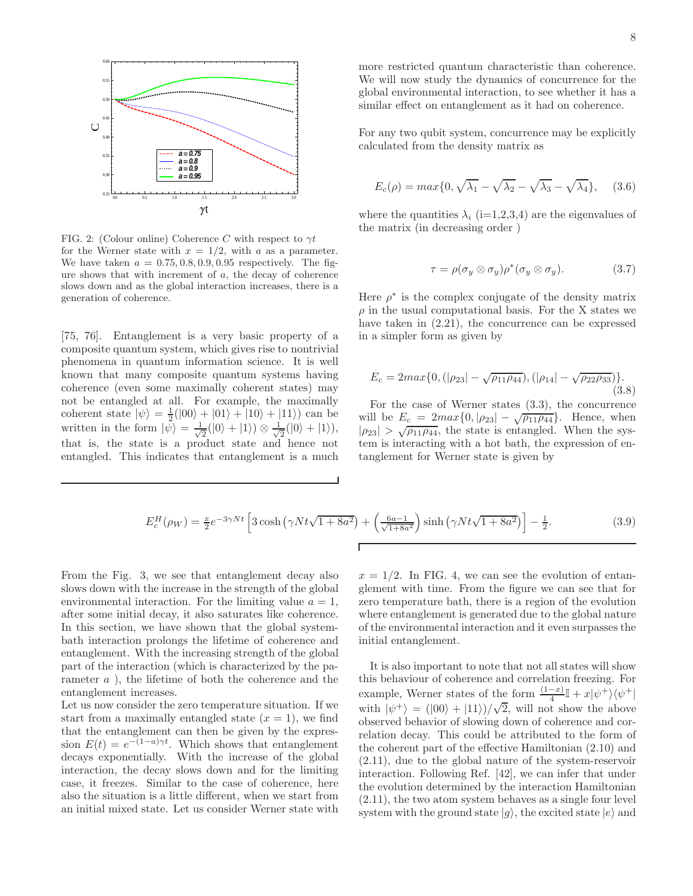FIG. 2: (Colour online) Coherence $C$ with respect to $\gamma t$ for the Werner state with $x = 1/2$, with $a$ as a parameter. We have taken $a = 0.75, 0.8, 0.9, 0.95$ respectively. The figure shows that with increment of $a$, the decay of coherence slows down and as the global interaction increases, there is a generation of coherence.

[75, 76]. Entanglement is a very basic property of a composite quantum system, which gives rise to nontrivial phenomena in quantum information science. It is well known that many composite quantum systems having coherence (even some maximally coherent states) may not be entangled at all. For example, the maximally coherent state $|\psi\rangle = \frac{1}{2}(|00\rangle + |01\rangle + |10\rangle + |11\rangle)$ can be written in the form $|\psi\rangle = \frac{1}{\sqrt{2}}(|0\rangle + |1\rangle) \otimes \frac{1}{\sqrt{2}}(|0\rangle + |1\rangle)$, that is, the state is a product state and hence not entangled. This indicates that entanglement is a much more restricted quantum characteristic than coherence. We will now study the dynamics of concurrence for the global environmental interaction, to see whether it has a similar effect on entanglement as it had on coherence.

For any two qubit system, concurrence may be explicitly calculated from the density matrix as

$$E_c(\rho) = max\{0, \sqrt{\lambda_1} - \sqrt{\lambda_2} - \sqrt{\lambda_3} - \sqrt{\lambda_4}\}, \quad (3.6)$$

where the quantities $\lambda_i$ (i=1,2,3,4) are the eigenvalues of the matrix (in decreasing order )

$$\tau = \rho(\sigma_y \otimes \sigma_y)\rho^*(\sigma_y \otimes \sigma_y). \quad (3.7)$$

Here $\rho^*$ is the complex conjugate of the density matrix $\rho$ in the usual computational basis. For the X states we have taken in (2.21), the concurrence can be expressed in a simpler form as given by

$$E_c = 2max\{0, (|\rho_{23}| - \sqrt{\rho_{11}\rho_{44}}), (|\rho_{14}| - \sqrt{\rho_{22}\rho_{33}})\}. \quad (3.8)$$

For the case of Werner states (3.3), the concurrence will be $E_c = 2max\{0, |\rho_{23}| - \sqrt{\rho_{11}\rho_{44}}\}$. Hence, when $|\rho_{23}| > \sqrt{\rho_{11}\rho_{44}}$, the state is entangled. When the system is interacting with a hot bath, the expression of entanglement for Werner state is given by

$$E_c^H(\rho_W) = \frac{x}{2}e^{-3\gamma Nt}\left[3\cosh\left(\gamma Nt\sqrt{1+8a^2}\right) + \left(\frac{6a-1}{\sqrt{1+8a^2}}\right)\sinh\left(\gamma Nt\sqrt{1+8a^2}\right)\right] - \frac{1}{2}. \quad (3.9)$$

From the Fig. 3, we see that entanglement decay also slows down with the increase in the strength of the global environmental interaction. For the limiting value $a = 1$, after some initial decay, it also saturates like coherence. In this section, we have shown that the global system-bath interaction prolongs the lifetime of coherence and entanglement. With the increasing strength of the global part of the interaction (which is characterized by the parameter $a$ ), the lifetime of both the coherence and the entanglement increases.

Let us now consider the zero temperature situation. If we start from a maximally entangled state ($x = 1$), we find that the entanglement can then be given by the expression $E(t) = e^{-(1-a)\gamma t}$. Which shows that entanglement decays exponentially. With the increase of the global interaction, the decay slows down and for the limiting case, it freezes. Similar to the case of coherence, here also the situation is a little different, when we start from an initial mixed state. Let us consider Werner state with $x = 1/2$. In FIG. 4, we can see the evolution of entanglement with time. From the figure we can see that for zero temperature bath, there is a region of the evolution where entanglement is generated due to the global nature of the environmental interaction and it even surpasses the initial entanglement.

It is also important to note that not all states will show this behaviour of coherence and correlation freezing. For example, Werner states of the form $\frac{(1-x)}{4}\mathbb{I} + x|\psi^+\rangle\langle\psi^+|$ with $|\psi^+\rangle = (|00\rangle + |11\rangle)/\sqrt{2}$, will not show the above observed behavior of slowing down of coherence and correlation decay. This could be attributed to the form of the coherent part of the effective Hamiltonian (2.10) and (2.11), due to the global nature of the system-reservoir interaction. Following Ref. [42], we can infer that under the evolution determined by the interaction Hamiltonian (2.11), the two atom system behaves as a single four level system with the ground state $|g\rangle$, the excited state $|e\rangle$ and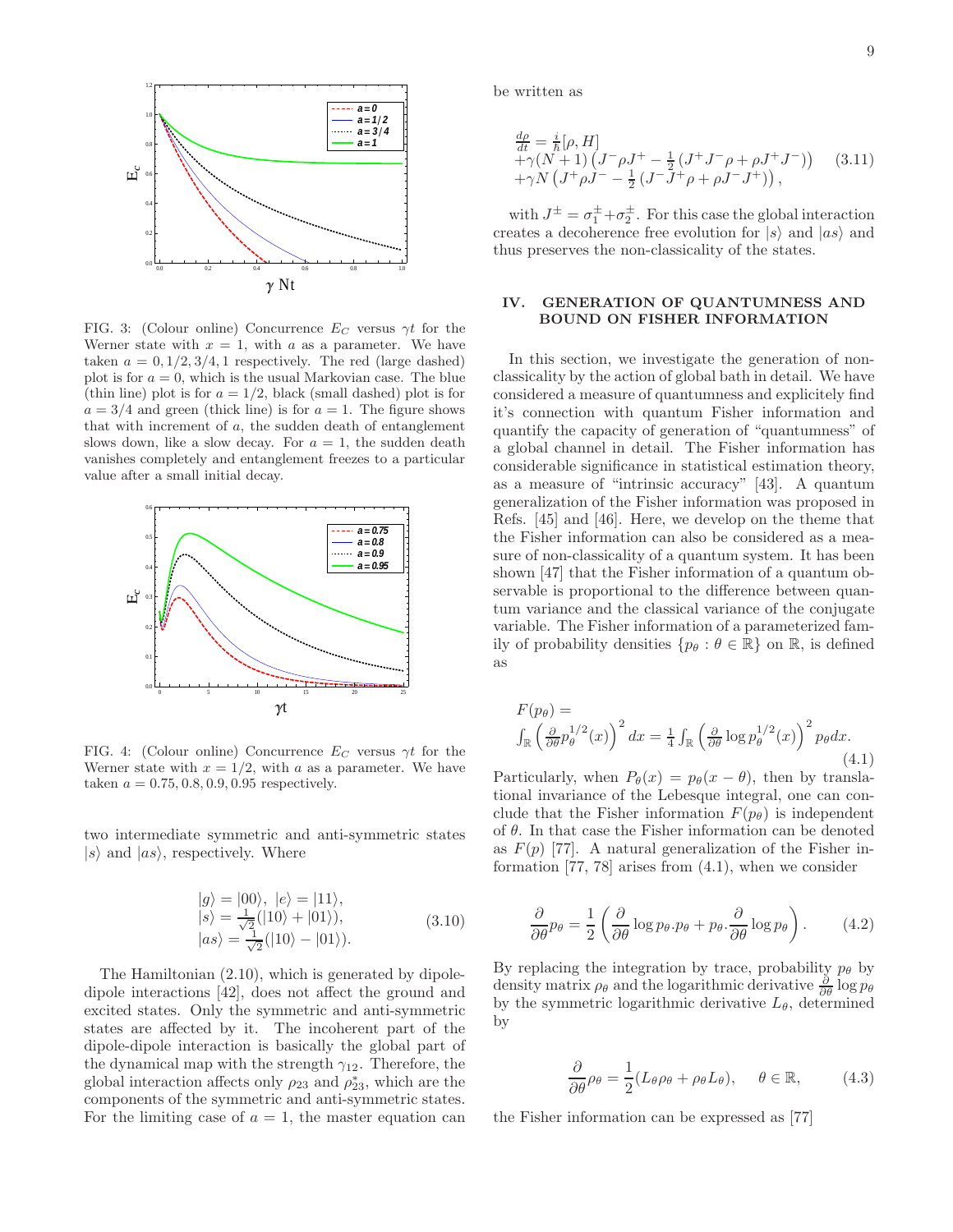FIG. 3: (Colour online) Concurrence $E_C$ versus $\gamma t$ for the Werner state with $x = 1$, with $a$ as a parameter. We have taken $a = 0, 1/2, 3/4, 1$ respectively. The red (large dashed) plot is for $a = 0$, which is the usual Markovian case. The blue (thin line) plot is for $a = 1/2$, black (small dashed) plot is for $a = 3/4$ and green (thick line) is for $a = 1$. The figure shows that with increment of $a$, the sudden death of entanglement slows down, like a slow decay. For $a = 1$, the sudden death vanishes completely and entanglement freezes to a particular value after a small initial decay.

FIG. 4: (Colour online) Concurrence $E_C$ versus $\gamma t$ for the Werner state with $x = 1/2$, with $a$ as a parameter. We have taken $a = 0.75, 0.8, 0.9, 0.95$ respectively.

two intermediate symmetric and anti-symmetric states $|s\rangle$ and $|as\rangle$, respectively. Where

$$
\begin{array}{l}
|g\rangle = |00\rangle,\ |e\rangle = |11\rangle, \\
|s\rangle = \frac{1}{\sqrt{2}}(|10\rangle + |01\rangle), \\
|as\rangle = \frac{1}{\sqrt{2}}(|10\rangle - |01\rangle).
\end{array}
\tag{3.10}
$$

The Hamiltonian (2.10), which is generated by dipole-dipole interactions [42], does not affect the ground and excited states. Only the symmetric and anti-symmetric states are affected by it. The incoherent part of the dipole-dipole interaction is basically the global part of the dynamical map with the strength $\gamma_{12}$. Therefore, the global interaction affects only $\rho_{23}$ and $\rho^*_{23}$, which are the components of the symmetric and anti-symmetric states. For the limiting case of $a = 1$, the master equation can be written as

$$
\begin{array}{l}
\frac{d\rho}{dt} = \frac{i}{\hbar}[\rho, H] \\
+\gamma(N+1)\left(J^- \rho J^+ - \frac{1}{2}\left(J^+ J^- \rho + \rho J^+ J^-\right)\right) \\
+\gamma N \left(J^+ \rho J^- - \frac{1}{2}\left(J^- J^+ \rho + \rho J^- J^+\right)\right),
\end{array}
\tag{3.11}
$$

with $J^\pm = \sigma_1^\pm + \sigma_2^\pm$. For this case the global interaction creates a decoherence free evolution for $|s\rangle$ and $|as\rangle$ and thus preserves the non-classicality of the states.

## IV. GENERATION OF QUANTUMNESS AND BOUND ON FISHER INFORMATION

In this section, we investigate the generation of non-classicality by the action of global bath in detail. We have considered a measure of quantumness and explicitely find it's connection with quantum Fisher information and quantify the capacity of generation of "quantumness" of a global channel in detail. The Fisher information has considerable significance in statistical estimation theory, as a measure of "intrinsic accuracy" [43]. A quantum generalization of the Fisher information was proposed in Refs. [45] and [46]. Here, we develop on the theme that the Fisher information can also be considered as a measure of non-classicality of a quantum system. It has been shown [47] that the Fisher information of a quantum observable is proportional to the difference between quantum variance and the classical variance of the conjugate variable. The Fisher information of a parameterized family of probability densities $\{p_\theta : \theta \in \mathbb{R}\}$ on $\mathbb{R}$, is defined as

$$
F(p_\theta) = \int_{\mathbb{R}} \left(\frac{\partial}{\partial\theta} p_\theta^{1/2}(x)\right)^2 dx = \frac{1}{4}\int_{\mathbb{R}} \left(\frac{\partial}{\partial\theta} \log p_\theta^{1/2}(x)\right)^2 p_\theta dx.
\tag{4.1}
$$

Particularly, when $P_\theta(x) = p_\theta(x - \theta)$, then by translational invariance of the Lebesque integral, one can conclude that the Fisher information $F(p_\theta)$ is independent of $\theta$. In that case the Fisher information can be denoted as $F(p)$ [77]. A natural generalization of the Fisher information [77, 78] arises from (4.1), when we consider

$$
\frac{\partial}{\partial\theta} p_\theta = \frac{1}{2}\left(\frac{\partial}{\partial\theta} \log p_\theta . p_\theta + p_\theta . \frac{\partial}{\partial\theta} \log p_\theta\right).
\tag{4.2}
$$

By replacing the integration by trace, probability $p_\theta$ by density matrix $\rho_\theta$ and the logarithmic derivative $\frac{\partial}{\partial\theta}\log p_\theta$ by the symmetric logarithmic derivative $L_\theta$, determined by

$$
\frac{\partial}{\partial\theta}\rho_\theta = \frac{1}{2}(L_\theta \rho_\theta + \rho_\theta L_\theta), \quad \theta \in \mathbb{R},
\tag{4.3}
$$

the Fisher information can be expressed as [77]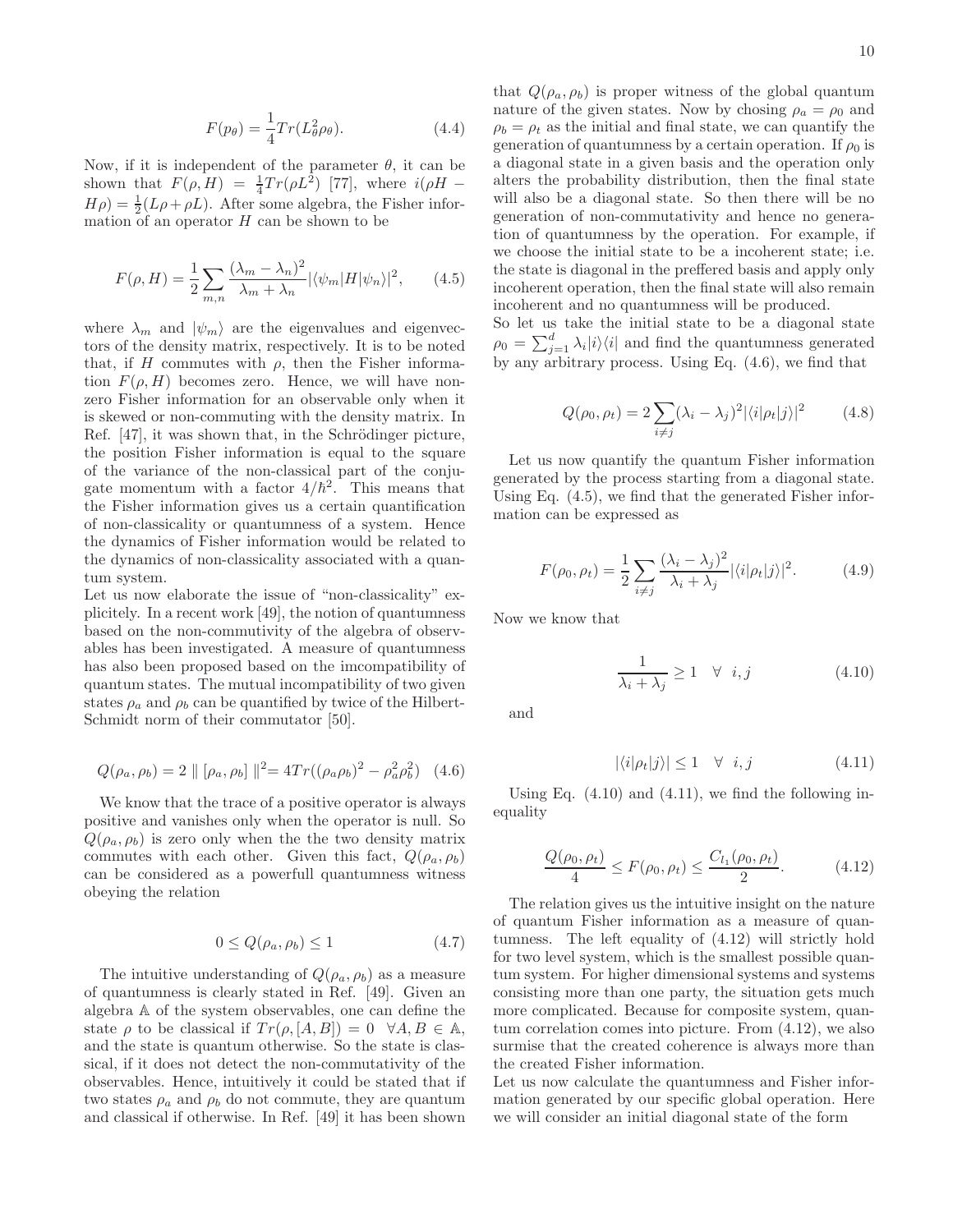$$F(p_\theta) = \frac{1}{4} Tr(L_\theta^2 \rho_\theta). \tag{4.4}$$

Now, if it is independent of the parameter $\theta$, it can be shown that $F(\rho, H) = \frac{1}{4} Tr(\rho L^2)$ [77], where $i(\rho H - H\rho) = \frac{1}{2}(L\rho + \rho L)$. After some algebra, the Fisher information of an operator $H$ can be shown to be

$$F(\rho, H) = \frac{1}{2} \sum_{m,n} \frac{(\lambda_m - \lambda_n)^2}{\lambda_m + \lambda_n} |\langle \psi_m | H | \psi_n \rangle|^2, \tag{4.5}$$

where $\lambda_m$ and $|\psi_m\rangle$ are the eigenvalues and eigenvectors of the density matrix, respectively. It is to be noted that, if $H$ commutes with $\rho$, then the Fisher information $F(\rho, H)$ becomes zero. Hence, we will have non-zero Fisher information for an observable only when it is skewed or non-commuting with the density matrix. In Ref. [47], it was shown that, in the Schrödinger picture, the position Fisher information is equal to the square of the variance of the non-classical part of the conjugate momentum with a factor $4/\hbar^2$. This means that the Fisher information gives us a certain quantification of non-classicality or quantumness of a system. Hence the dynamics of Fisher information would be related to the dynamics of non-classicality associated with a quantum system.

Let us now elaborate the issue of "non-classicality" explicitely. In a recent work [49], the notion of quantumness based on the non-commutivity of the algebra of observables has been investigated. A measure of quantumness has also been proposed based on the imcompatibility of quantum states. The mutual incompatibility of two given states $\rho_a$ and $\rho_b$ can be quantified by twice of the Hilbert-Schmidt norm of their commutator [50].

$$Q(\rho_a, \rho_b) = 2 \parallel [\rho_a, \rho_b] \parallel^2 = 4Tr((\rho_a \rho_b)^2 - \rho_a^2 \rho_b^2) \tag{4.6}$$

We know that the trace of a positive operator is always positive and vanishes only when the operator is null. So $Q(\rho_a, \rho_b)$ is zero only when the the two density matrix commutes with each other. Given this fact, $Q(\rho_a, \rho_b)$ can be considered as a powerfull quantumness witness obeying the relation

$$0 \leq Q(\rho_a, \rho_b) \leq 1 \tag{4.7}$$

The intuitive understanding of $Q(\rho_a, \rho_b)$ as a measure of quantumness is clearly stated in Ref. [49]. Given an algebra $\mathbb{A}$ of the system observables, one can define the state $\rho$ to be classical if $Tr(\rho, [A, B]) = 0 \;\; \forall A, B \in \mathbb{A}$, and the state is quantum otherwise. So the state is classical, if it does not detect the non-commutativity of the observables. Hence, intuitively it could be stated that if two states $\rho_a$ and $\rho_b$ do not commute, they are quantum and classical if otherwise. In Ref. [49] it has been shown that $Q(\rho_a, \rho_b)$ is proper witness of the global quantum nature of the given states. Now by chosing $\rho_a = \rho_0$ and $\rho_b = \rho_t$ as the initial and final state, we can quantify the generation of quantumness by a certain operation. If $\rho_0$ is a diagonal state in a given basis and the operation only alters the probability distribution, then the final state will also be a diagonal state. So then there will be no generation of non-commutativity and hence no generation of quantumness by the operation. For example, if we choose the initial state to be a incoherent state; i.e. the state is diagonal in the preffered basis and apply only incoherent operation, then the final state will also remain incoherent and no quantumness will be produced.

So let us take the initial state to be a diagonal state $\rho_0 = \sum_{j=1}^{d} \lambda_i |i\rangle\langle i|$ and find the quantumness generated by any arbitrary process. Using Eq. (4.6), we find that

$$Q(\rho_0, \rho_t) = 2 \sum_{i \neq j} (\lambda_i - \lambda_j)^2 |\langle i|\rho_t|j\rangle|^2 \tag{4.8}$$

Let us now quantify the quantum Fisher information generated by the process starting from a diagonal state. Using Eq. (4.5), we find that the generated Fisher information can be expressed as

$$F(\rho_0, \rho_t) = \frac{1}{2} \sum_{i \neq j} \frac{(\lambda_i - \lambda_j)^2}{\lambda_i + \lambda_j} |\langle i|\rho_t|j\rangle|^2. \tag{4.9}$$

Now we know that

$$\frac{1}{\lambda_i + \lambda_j} \geq 1 \quad \forall \;\; i, j \tag{4.10}$$

and

$$|\langle i|\rho_t|j\rangle| \leq 1 \quad \forall \;\; i, j \tag{4.11}$$

Using Eq. (4.10) and (4.11), we find the following inequality

$$\frac{Q(\rho_0, \rho_t)}{4} \leq F(\rho_0, \rho_t) \leq \frac{C_{l_1}(\rho_0, \rho_t)}{2}. \tag{4.12}$$

The relation gives us the intuitive insight on the nature of quantum Fisher information as a measure of quantumness. The left equality of (4.12) will strictly hold for two level system, which is the smallest possible quantum system. For higher dimensional systems and systems consisting more than one party, the situation gets much more complicated. Because for composite system, quantum correlation comes into picture. From (4.12), we also surmise that the created coherence is always more than the created Fisher information.

Let us now calculate the quantumness and Fisher information generated by our specific global operation. Here we will consider an initial diagonal state of the form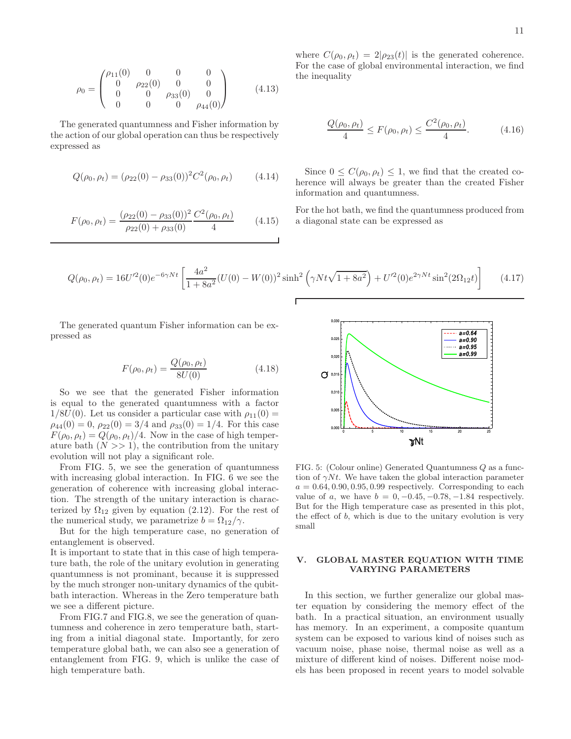$$\rho_0 = \begin{pmatrix} \rho_{11}(0) & 0 & 0 & 0 \\ 0 & \rho_{22}(0) & 0 & 0 \\ 0 & 0 & \rho_{33}(0) & 0 \\ 0 & 0 & 0 & \rho_{44}(0) \end{pmatrix} \tag{4.13}$$

The generated quantumness and Fisher information by the action of our global operation can thus be respectively expressed as

$$Q(\rho_0, \rho_t) = (\rho_{22}(0) - \rho_{33}(0))^2 C^2(\rho_0, \rho_t) \tag{4.14}$$

$$F(\rho_0, \rho_t) = \frac{(\rho_{22}(0) - \rho_{33}(0))^2}{\rho_{22}(0) + \rho_{33}(0)} \frac{C^2(\rho_0, \rho_t)}{4} \tag{4.15}$$

where $C(\rho_0, \rho_t) = 2|\rho_{23}(t)|$ is the generated coherence. For the case of global environmental interaction, we find the inequality

$$\frac{Q(\rho_0, \rho_t)}{4} \leq F(\rho_0, \rho_t) \leq \frac{C^2(\rho_0, \rho_t)}{4}. \tag{4.16}$$

Since $0 \leq C(\rho_0, \rho_t) \leq 1$, we find that the created coherence will always be greater than the created Fisher information and quantumness.

For the hot bath, we find the quantumness produced from a diagonal state can be expressed as

$$Q(\rho_0, \rho_t) = 16U'^2(0)e^{-6\gamma Nt}\left[\frac{4a^2}{1+8a^2}(U(0) - W(0))^2 \sinh^2\left(\gamma Nt\sqrt{1+8a^2}\right) + U'^2(0)e^{2\gamma Nt}\sin^2(2\Omega_{12}t)\right] \tag{4.17}$$

The generated quantum Fisher information can be expressed as

$$F(\rho_0, \rho_t) = \frac{Q(\rho_0, \rho_t)}{8U(0)} \tag{4.18}$$

So we see that the generated Fisher information is equal to the generated quantumness with a factor $1/8U(0)$. Let us consider a particular case with $\rho_{11}(0) = \rho_{44}(0) = 0$, $\rho_{22}(0) = 3/4$ and $\rho_{33}(0) = 1/4$. For this case $F(\rho_0, \rho_t) = Q(\rho_0, \rho_t)/4$. Now in the case of high temperature bath ($N >> 1$), the contribution from the unitary evolution will not play a significant role.

From FIG. 5, we see the generation of quantumness with increasing global interaction. In FIG. 6 we see the generation of coherence with increasing global interaction. The strength of the unitary interaction is characterized by $\Omega_{12}$ given by equation (2.12). For the rest of the numerical study, we parametrize $b = \Omega_{12}/\gamma$.

But for the high temperature case, no generation of entanglement is observed.

It is important to state that in this case of high temperature bath, the role of the unitary evolution in generating quantumness is not prominant, because it is suppressed by the much stronger non-unitary dynamics of the qubit-bath interaction. Whereas in the Zero temperature bath we see a different picture.

From FIG.7 and FIG.8, we see the generation of quantumness and coherence in zero temperature bath, starting from a initial diagonal state. Importantly, for zero temperature global bath, we can also see a generation of entanglement from FIG. 9, which is unlike the case of high temperature bath.

FIG. 5: (Colour online) Generated Quantumness $Q$ as a function of $\gamma Nt$. We have taken the global interaction parameter $a = 0.64, 0.90, 0.95, 0.99$ respectively. Corresponding to each value of $a$, we have $b = 0, -0.45, -0.78, -1.84$ respectively. But for the High temperature case as presented in this plot, the effect of $b$, which is due to the unitary evolution is very small

## V. GLOBAL MASTER EQUATION WITH TIME VARYING PARAMETERS

In this section, we further generalize our global master equation by considering the memory effect of the bath. In a practical situation, an environment usually has memory. In an experiment, a composite quantum system can be exposed to various kind of noises such as vacuum noise, phase noise, thermal noise as well as a mixture of different kind of noises. Different noise models has been proposed in recent years to model solvable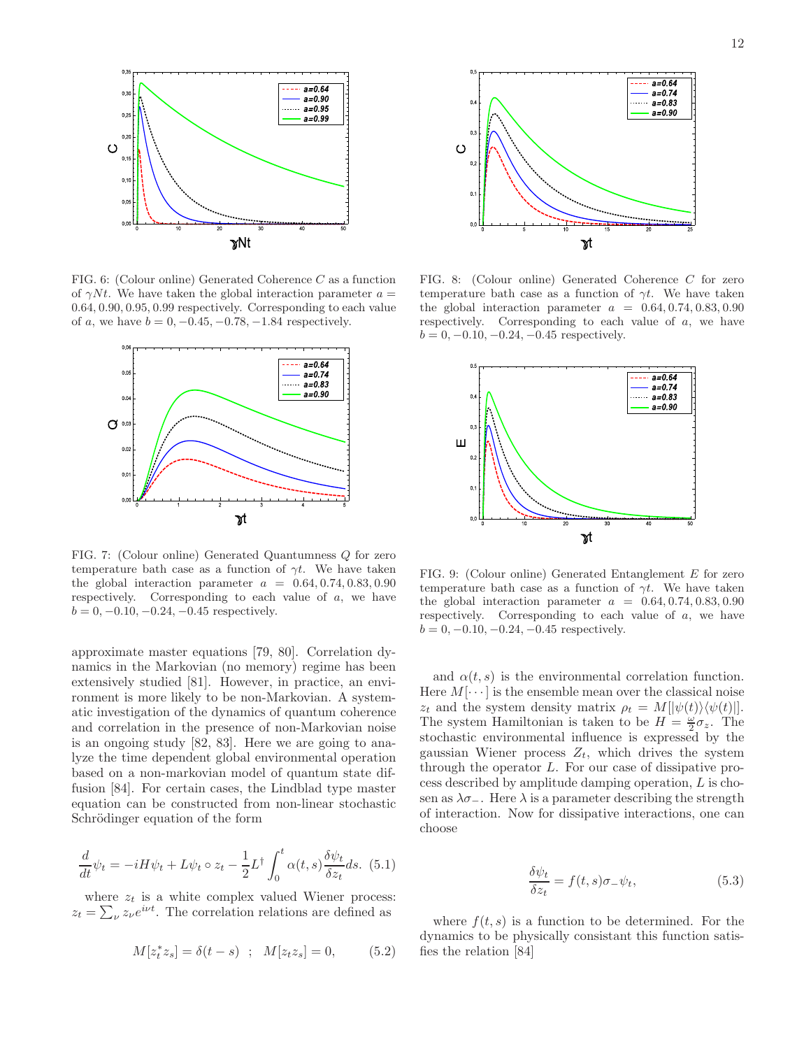FIG. 6: (Colour online) Generated Coherence $C$ as a function of $\gamma Nt$. We have taken the global interaction parameter $a = 0.64, 0.90, 0.95, 0.99$ respectively. Corresponding to each value of $a$, we have $b = 0, -0.45, -0.78, -1.84$ respectively.

FIG. 7: (Colour online) Generated Quantumness $Q$ for zero temperature bath case as a function of $\gamma t$. We have taken the global interaction parameter $a = 0.64, 0.74, 0.83, 0.90$ respectively. Corresponding to each value of $a$, we have $b = 0, -0.10, -0.24, -0.45$ respectively.

FIG. 8: (Colour online) Generated Coherence $C$ for zero temperature bath case as a function of $\gamma t$. We have taken the global interaction parameter $a = 0.64, 0.74, 0.83, 0.90$ respectively. Corresponding to each value of $a$, we have $b = 0, -0.10, -0.24, -0.45$ respectively.

FIG. 9: (Colour online) Generated Entanglement $E$ for zero temperature bath case as a function of $\gamma t$. We have taken the global interaction parameter $a = 0.64, 0.74, 0.83, 0.90$ respectively. Corresponding to each value of $a$, we have $b = 0, -0.10, -0.24, -0.45$ respectively.

approximate master equations [79, 80]. Correlation dynamics in the Markovian (no memory) regime has been extensively studied [81]. However, in practice, an environment is more likely to be non-Markovian. A systematic investigation of the dynamics of quantum coherence and correlation in the presence of non-Markovian noise is an ongoing study [82, 83]. Here we are going to analyze the time dependent global environmental operation based on a non-markovian model of quantum state diffusion [84]. For certain cases, the Lindblad type master equation can be constructed from non-linear stochastic Schrödinger equation of the form

$$\frac{d}{dt}\psi_t = -iH\psi_t + L\psi_t \circ z_t - \frac{1}{2}L^\dagger \int_0^t \alpha(t,s)\frac{\delta\psi_t}{\delta z_t}ds. \quad (5.1)$$

where $z_t$ is a white complex valued Wiener process: $z_t = \sum_\nu z_\nu e^{i\nu t}$. The correlation relations are defined as

$$M[z_t^* z_s] = \delta(t-s) \;\; ; \;\; M[z_t z_s] = 0, \quad (5.2)$$

and $\alpha(t,s)$ is the environmental correlation function. Here $M[\cdots]$ is the ensemble mean over the classical noise $z_t$ and the system density matrix $\rho_t = M[|\psi(t)\rangle\langle\psi(t)|]$. The system Hamiltonian is taken to be $H = \frac{\omega}{2}\sigma_z$. The stochastic environmental influence is expressed by the gaussian Wiener process $Z_t$, which drives the system through the operator $L$. For our case of dissipative process described by amplitude damping operation, $L$ is chosen as $\lambda\sigma_-$. Here $\lambda$ is a parameter describing the strength of interaction. Now for dissipative interactions, one can choose

$$\frac{\delta\psi_t}{\delta z_t} = f(t,s)\sigma_-\psi_t, \quad (5.3)$$

where $f(t,s)$ is a function to be determined. For the dynamics to be physically consistant this function satisfies the relation [84]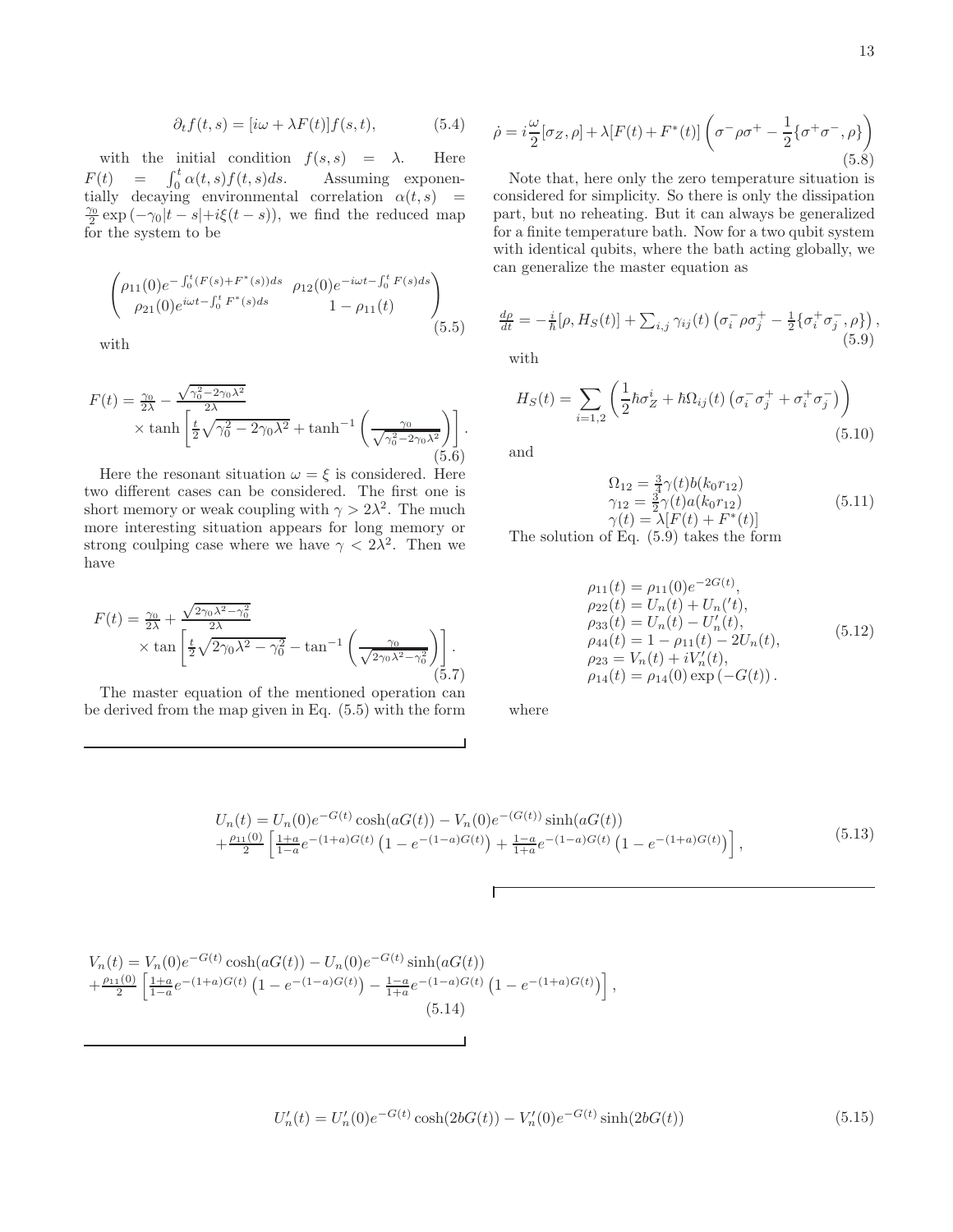$$\partial_t f(t,s) = [i\omega + \lambda F(t)] f(s,t), \tag{5.4}$$

with the initial condition $f(s,s) = \lambda$. Here $F(t) = \int_0^t \alpha(t,s) f(t,s) ds$. Assuming exponentially decaying environmental correlation $\alpha(t,s) = \frac{\gamma_0}{2}\exp\left(-\gamma_0|t-s| + i\xi(t-s)\right)$, we find the reduced map for the system to be

$$\begin{pmatrix} \rho_{11}(0) e^{-\int_0^t (F(s)+F^*(s))ds} & \rho_{12}(0) e^{-i\omega t - \int_0^t F(s) ds} \\ \rho_{21}(0) e^{i\omega t - \int_0^t F^*(s)ds} & 1-\rho_{11}(t) \end{pmatrix} \tag{5.5}$$

with

$$\begin{aligned} F(t) = \tfrac{\gamma_0}{2\lambda} - &\tfrac{\sqrt{\gamma_0^2 - 2\gamma_0\lambda^2}}{2\lambda} \\ &\times \tanh\left[\tfrac{t}{2}\sqrt{\gamma_0^2 - 2\gamma_0\lambda^2} + \tanh^{-1}\left(\tfrac{\gamma_0}{\sqrt{\gamma_0^2 - 2\gamma_0\lambda^2}}\right)\right]. \end{aligned} \tag{5.6}$$

Here the resonant situation $\omega = \xi$ is considered. Here two different cases can be considered. The first one is short memory or weak coupling with $\gamma > 2\lambda^2$. The much more interesting situation appears for long memory or strong coulping case where we have $\gamma < 2\lambda^2$. Then we have

$$\begin{aligned} F(t) = \tfrac{\gamma_0}{2\lambda} + &\tfrac{\sqrt{2\gamma_0\lambda^2 - \gamma_0^2}}{2\lambda} \\ &\times \tan\left[\tfrac{t}{2}\sqrt{2\gamma_0\lambda^2 - \gamma_0^2} - \tan^{-1}\left(\tfrac{\gamma_0}{\sqrt{2\gamma_0\lambda^2 - \gamma_0^2}}\right)\right]. \end{aligned} \tag{5.7}$$

The master equation of the mentioned operation can be derived from the map given in Eq. (5.5) with the form

$$\dot{\rho} = i\frac{\omega}{2}[\sigma_Z, \rho] + \lambda[F(t) + F^*(t)]\left(\sigma^-\rho\sigma^+ - \frac{1}{2}\{\sigma^+\sigma^-, \rho\}\right) \tag{5.8}$$

Note that, here only the zero temperature situation is considered for simplicity. So there is only the dissipation part, but no reheating. But it can always be generalized for a finite temperature bath. Now for a two qubit system with identical qubits, where the bath acting globally, we can generalize the master equation as

$$\frac{d\rho}{dt} = -\frac{i}{\hbar}[\rho, H_S(t)] + \sum_{i,j}\gamma_{ij}(t)\left(\sigma_i^-\rho\sigma_j^+ - \frac{1}{2}\{\sigma_i^+\sigma_j^-, \rho\}\right), \tag{5.9}$$

with

$$H_S(t) = \sum_{i=1,2}\left(\frac{1}{2}\hbar\omega\sigma_Z^i + \hbar\Omega_{ij}(t)\left(\sigma_i^-\sigma_j^+ + \sigma_i^+\sigma_j^-\right)\right) \tag{5.10}$$

and

$$\begin{aligned} \Omega_{12} &= \tfrac{3}{4}\gamma(t) b(k_0 r_{12}) \\ \gamma_{12} &= \tfrac{3}{2}\gamma(t) a(k_0 r_{12}) \\ \gamma(t) &= \lambda[F(t) + F^*(t)] \end{aligned} \tag{5.11}$$

The solution of Eq. (5.9) takes the form

$$\begin{aligned} \rho_{11}(t) &= \rho_{11}(0) e^{-2G(t)}, \\ \rho_{22}(t) &= U_n(t) + U_n('t), \\ \rho_{33}(t) &= U_n(t) - U_n'(t), \\ \rho_{44}(t) &= 1 - \rho_{11}(t) - 2U_n(t), \\ \rho_{23} &= V_n(t) + iV_n'(t), \\ \rho_{14}(t) &= \rho_{14}(0)\exp\left(-G(t)\right). \end{aligned} \tag{5.12}$$

where

$$\begin{aligned} U_n(t) &= U_n(0) e^{-G(t)}\cosh(aG(t)) - V_n(0) e^{-(G(t))}\sinh(aG(t)) \\ &+ \tfrac{\rho_{11}(0)}{2}\left[\tfrac{1+a}{1-a} e^{-(1+a)G(t)}\left(1 - e^{-(1-a)G(t)}\right) + \tfrac{1-a}{1+a} e^{-(1-a)G(t)}\left(1 - e^{-(1+a)G(t)}\right)\right], \end{aligned} \tag{5.13}$$

$$\begin{aligned} V_n(t) &= V_n(0) e^{-G(t)}\cosh(aG(t)) - U_n(0) e^{-G(t)}\sinh(aG(t)) \\ &+ \tfrac{\rho_{11}(0)}{2}\left[\tfrac{1+a}{1-a} e^{-(1+a)G(t)}\left(1 - e^{-(1-a)G(t)}\right) - \tfrac{1-a}{1+a} e^{-(1-a)G(t)}\left(1 - e^{-(1+a)G(t)}\right)\right], \end{aligned} \tag{5.14}$$

$$U_n'(t) = U_n'(0) e^{-G(t)}\cosh(2bG(t)) - V_n'(0) e^{-G(t)}\sinh(2bG(t)) \tag{5.15}$$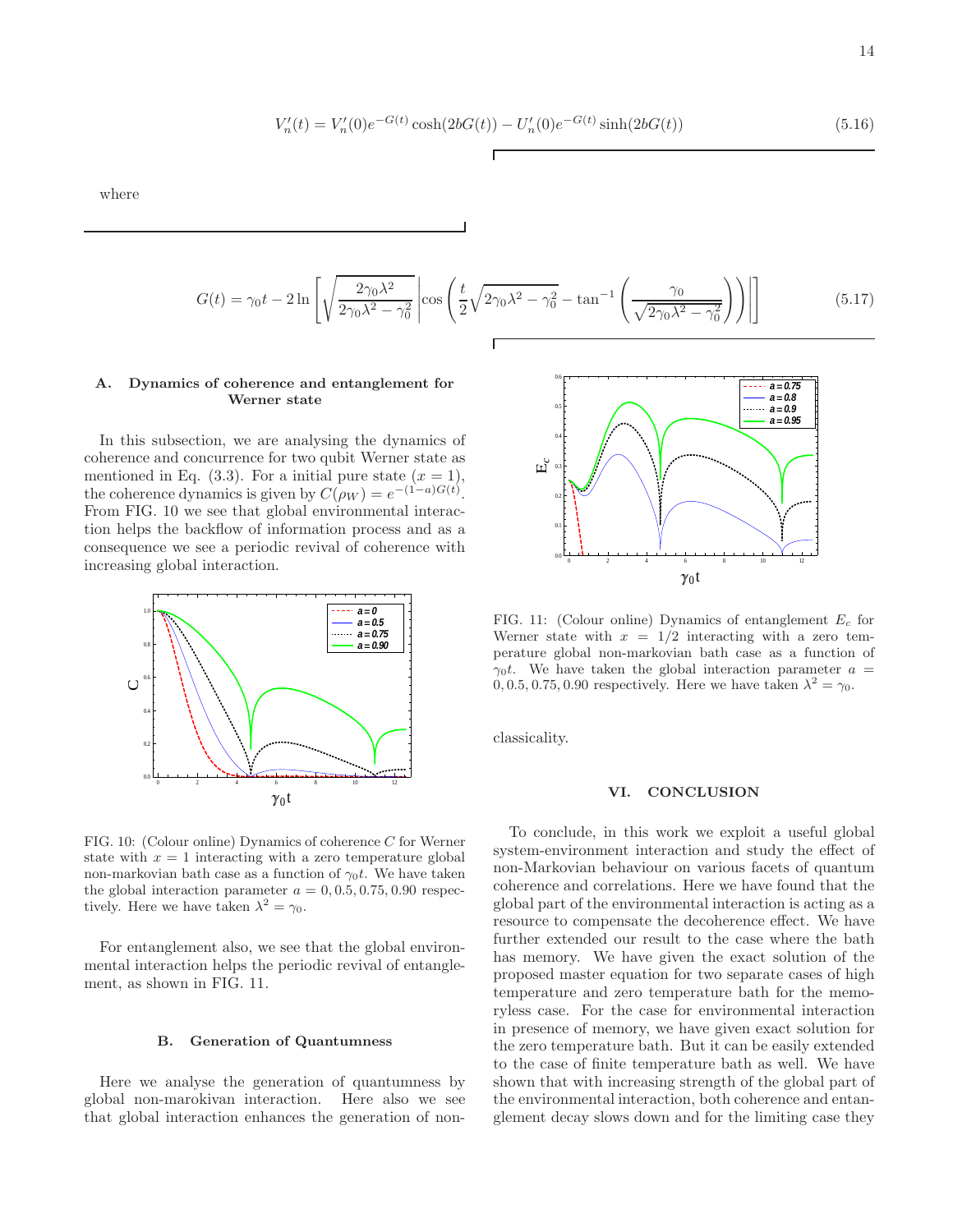$$V_n'(t) = V_n'(0)e^{-G(t)}\cosh(2bG(t)) - U_n'(0)e^{-G(t)}\sinh(2bG(t)) \tag{5.16}$$

where

$$G(t) = \gamma_0 t - 2\ln\left[\sqrt{\frac{2\gamma_0\lambda^2}{2\gamma_0\lambda^2-\gamma_0^2}}\left|\cos\left(\frac{t}{2}\sqrt{2\gamma_0\lambda^2-\gamma_0^2} - \tan^{-1}\left(\frac{\gamma_0}{\sqrt{2\gamma_0\lambda^2-\gamma_0^2}}\right)\right)\right|\right] \tag{5.17}$$

### A. Dynamics of coherence and entanglement for Werner state

In this subsection, we are analysing the dynamics of coherence and concurrence for two qubit Werner state as mentioned in Eq. (3.3). For a initial pure state ($x = 1$), the coherence dynamics is given by $C(\rho_W) = e^{-(1-a)G(t)}$. From FIG. 10 we see that global environmental interaction helps the backflow of information process and as a consequence we see a periodic revival of coherence with increasing global interaction.

FIG. 10: (Colour online) Dynamics of coherence $C$ for Werner state with $x = 1$ interacting with a zero temperature global non-markovian bath case as a function of $\gamma_0 t$. We have taken the global interaction parameter $a = 0, 0.5, 0.75, 0.90$ respectively. Here we have taken $\lambda^2 = \gamma_0$.

For entanglement also, we see that the global environmental interaction helps the periodic revival of entanglement, as shown in FIG. 11.

FIG. 11: (Colour online) Dynamics of entanglement $E_c$ for Werner state with $x = 1/2$ interacting with a zero temperature global non-markovian bath case as a function of $\gamma_0 t$. We have taken the global interaction parameter $a = 0, 0.5, 0.75, 0.90$ respectively. Here we have taken $\lambda^2 = \gamma_0$.

### B. Generation of Quantumness

Here we analyse the generation of quantumness by global non-marokivan interaction. Here also we see that global interaction enhances the generation of non-classicality.

## VI. CONCLUSION

To conclude, in this work we exploit a useful global system-environment interaction and study the effect of non-Markovian behaviour on various facets of quantum coherence and correlations. Here we have found that the global part of the environmental interaction is acting as a resource to compensate the decoherence effect. We have further extended our result to the case where the bath has memory. We have given the exact solution of the proposed master equation for two separate cases of high temperature and zero temperature bath for the memoryless case. For the case for environmental interaction in presence of memory, we have given exact solution for the zero temperature bath. But it can be easily extended to the case of finite temperature bath as well. We have shown that with increasing strength of the global part of the environmental interaction, both coherence and entanglement decay slows down and for the limiting case they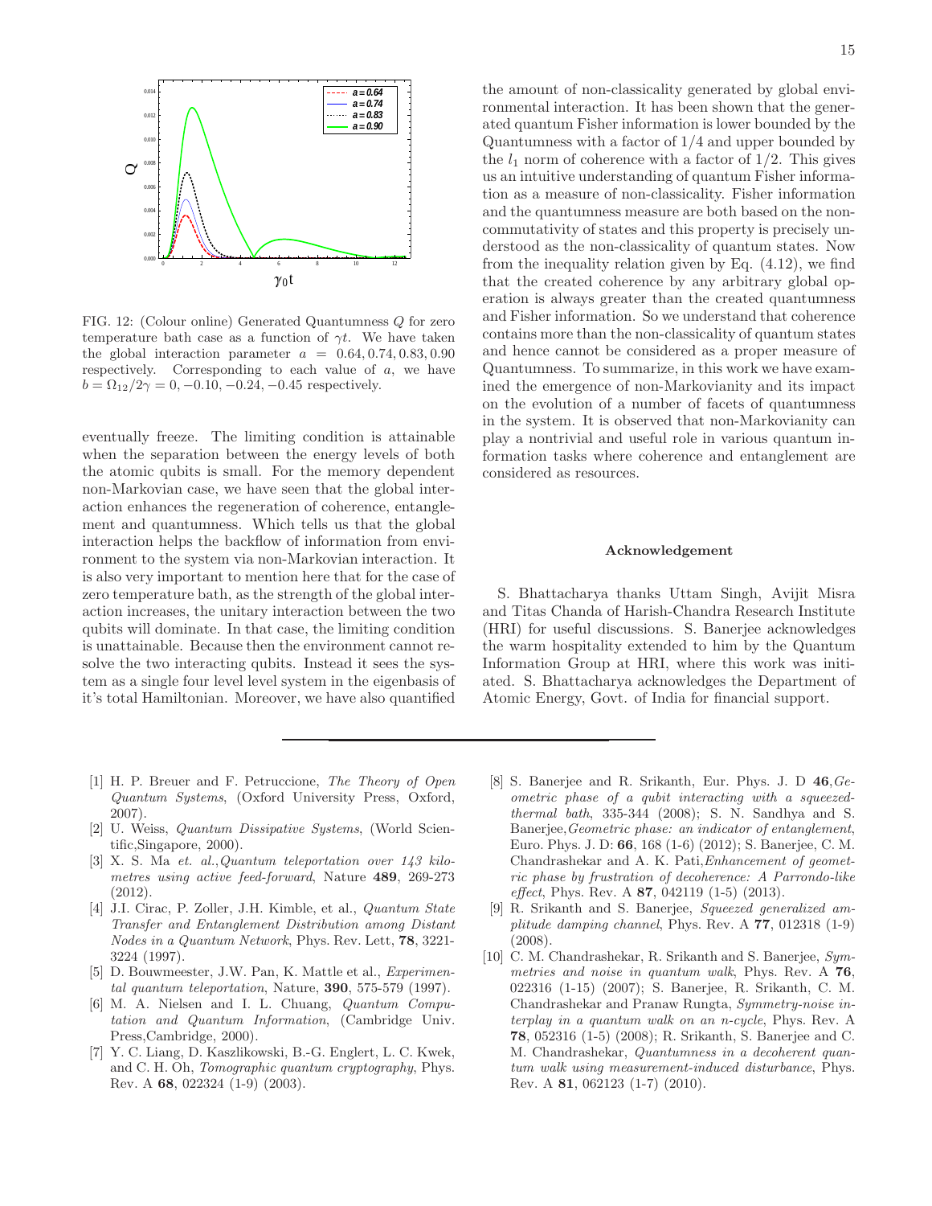FIG. 12: (Colour online) Generated Quantumness $Q$ for zero temperature bath case as a function of $\gamma t$. We have taken the global interaction parameter $a = 0.64, 0.74, 0.83, 0.90$ respectively. Corresponding to each value of $a$, we have $b = \Omega_{12}/2\gamma = 0, -0.10, -0.24, -0.45$ respectively.

eventually freeze. The limiting condition is attainable when the separation between the energy levels of both the atomic qubits is small. For the memory dependent non-Markovian case, we have seen that the global interaction enhances the regeneration of coherence, entanglement and quantumness. Which tells us that the global interaction helps the backflow of information from environment to the system via non-Markovian interaction. It is also very important to mention here that for the case of zero temperature bath, as the strength of the global interaction increases, the unitary interaction between the two qubits will dominate. In that case, the limiting condition is unattainable. Because then the environment cannot resolve the two interacting qubits. Instead it sees the system as a single four level level system in the eigenbasis of it's total Hamiltonian. Moreover, we have also quantified the amount of non-classicality generated by global environmental interaction. It has been shown that the generated quantum Fisher information is lower bounded by the Quantumness with a factor of $1/4$ and upper bounded by the $l_1$ norm of coherence with a factor of $1/2$. This gives us an intuitive understanding of quantum Fisher information as a measure of non-classicality. Fisher information and the quantumness measure are both based on the non-commutativity of states and this property is precisely understood as the non-classicality of quantum states. Now from the inequality relation given by Eq. (4.12), we find that the created coherence by any arbitrary global operation is always greater than the created quantumness and Fisher information. So we understand that coherence contains more than the non-classicality of quantum states and hence cannot be considered as a proper measure of Quantumness. To summarize, in this work we have examined the emergence of non-Markovianity and its impact on the evolution of a number of facets of quantumness in the system. It is observed that non-Markovianity can play a nontrivial and useful role in various quantum information tasks where coherence and entanglement are considered as resources.

### Acknowledgement

S. Bhattacharya thanks Uttam Singh, Avijit Misra and Titas Chanda of Harish-Chandra Research Institute (HRI) for useful discussions. S. Banerjee acknowledges the warm hospitality extended to him by the Quantum Information Group at HRI, where this work was initiated. S. Bhattacharya acknowledges the Department of Atomic Energy, Govt. of India for financial support.

---

[1] H. P. Breuer and F. Petruccione, *The Theory of Open Quantum Systems*, (Oxford University Press, Oxford, 2007).

[2] U. Weiss, *Quantum Dissipative Systems*, (World Scientific,Singapore, 2000).

[3] X. S. Ma *et. al.*,*Quantum teleportation over 143 kilometres using active feed-forward*, Nature **489**, 269-273 (2012).

[4] J.I. Cirac, P. Zoller, J.H. Kimble, et al., *Quantum State Transfer and Entanglement Distribution among Distant Nodes in a Quantum Network*, Phys. Rev. Lett, **78**, 3221-3224 (1997).

[5] D. Bouwmeester, J.W. Pan, K. Mattle et al., *Experimental quantum teleportation*, Nature, **390**, 575-579 (1997).

[6] M. A. Nielsen and I. L. Chuang, *Quantum Computation and Quantum Information*, (Cambridge Univ. Press,Cambridge, 2000).

[7] Y. C. Liang, D. Kaszlikowski, B.-G. Englert, L. C. Kwek, and C. H. Oh, *Tomographic quantum cryptography*, Phys. Rev. A **68**, 022324 (1-9) (2003).

[8] S. Banerjee and R. Srikanth, Eur. Phys. J. D **46**,*Geometric phase of a qubit interacting with a squeezed-thermal bath*, 335-344 (2008); S. N. Sandhya and S. Banerjee,*Geometric phase: an indicator of entanglement*, Euro. Phys. J. D: **66**, 168 (1-6) (2012); S. Banerjee, C. M. Chandrashekar and A. K. Pati,*Enhancement of geometric phase by frustration of decoherence: A Parrondo-like effect*, Phys. Rev. A **87**, 042119 (1-5) (2013).

[9] R. Srikanth and S. Banerjee, *Squeezed generalized amplitude damping channel*, Phys. Rev. A **77**, 012318 (1-9) (2008).

[10] C. M. Chandrashekar, R. Srikanth and S. Banerjee, *Symmetries and noise in quantum walk*, Phys. Rev. A **76**, 022316 (1-15) (2007); S. Banerjee, R. Srikanth, C. M. Chandrashekar and Pranaw Rungta, *Symmetry-noise interplay in a quantum walk on an n-cycle*, Phys. Rev. A **78**, 052316 (1-5) (2008); R. Srikanth, S. Banerjee and C. M. Chandrashekar, *Quantumness in a decoherent quantum walk using measurement-induced disturbance*, Phys. Rev. A **81**, 062123 (1-7) (2010).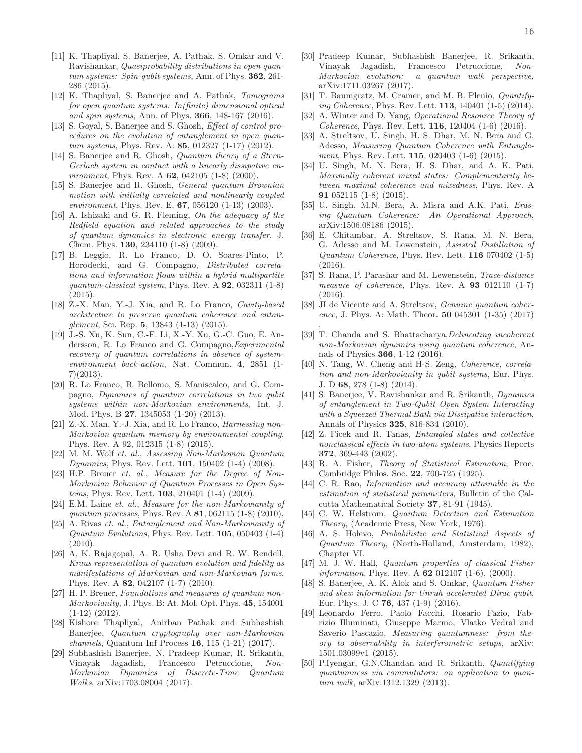- [11] K. Thapliyal, S. Banerjee, A. Pathak, S. Omkar and V. Ravishankar, *Quasiprobability distributions in open quantum systems: Spin-qubit systems*, Ann. of Phys. **362**, 261-286 (2015).
- [12] K. Thapliyal, S. Banerjee and A. Pathak, *Tomograms for open quantum systems: In(finite) dimensional optical and spin systems*, Ann. of Phys. **366**, 148-167 (2016).
- [13] S. Goyal, S. Banerjee and S. Ghosh, *Effect of control procedures on the evolution of entanglement in open quantum systems*, Phys. Rev. A: **85**, 012327 (1-17) (2012).
- [14] S. Banerjee and R. Ghosh, *Quantum theory of a Stern-Gerlach system in contact with a linearly dissipative environment*, Phys. Rev. A **62**, 042105 (1-8) (2000).
- [15] S. Banerjee and R. Ghosh, *General quantum Brownian motion with initially correlated and nonlinearly coupled environment*, Phys. Rev. E. **67**, 056120 (1-13) (2003).
- [16] A. Ishizaki and G. R. Fleming, *On the adequacy of the Redfield equation and related approaches to the study of quantum dynamics in electronic energy transfer*, J. Chem. Phys. **130**, 234110 (1-8) (2009).
- [17] B. Leggio, R. Lo Franco, D. O. Soares-Pinto, P. Horodecki, and G. Compagno, *Distributed correlations and information flows within a hybrid multipartite quantum-classical system*, Phys. Rev. A **92**, 032311 (1-8) (2015).
- [18] Z.-X. Man, Y.-J. Xia, and R. Lo Franco, *Cavity-based architecture to preserve quantum coherence and entanglement*, Sci. Rep. **5**, 13843 (1-13) (2015).
- [19] J.-S. Xu, K. Sun, C.-F. Li, X.-Y. Xu, G.-C. Guo, E. Andersson, R. Lo Franco and G. Compagno,*Experimental recovery of quantum correlations in absence of system-environment back-action*, Nat. Commun. **4**, 2851 (1-7)(2013).
- [20] R. Lo Franco, B. Bellomo, S. Maniscalco, and G. Compagno, *Dynamics of quantum correlations in two qubit systems within non-Markovian environments*, Int. J. Mod. Phys. B **27**, 1345053 (1-20) (2013).
- [21] Z.-X. Man, Y.-J. Xia, and R. Lo Franco, *Harnessing non-Markovian quantum memory by environmental coupling*, Phys. Rev. A 92, 012315 (1-8) (2015).
- [22] M. M. Wolf *et. al.*, *Assessing Non-Markovian Quantum Dynamics*, Phys. Rev. Lett. **101**, 150402 (1-4) (2008).
- [23] H.P. Breuer *et. al.*, *Measure for the Degree of Non-Markovian Behavior of Quantum Processes in Open Systems*, Phys. Rev. Lett. **103**, 210401 (1-4) (2009).
- [24] E.M. Laine *et. al.*, *Measure for the non-Markovianity of quantum processes*, Phys. Rev. A **81**, 062115 (1-8) (2010).
- [25] A. Rivas *et. al.*, *Entanglement and Non-Markovianity of Quantum Evolutions*, Phys. Rev. Lett. **105**, 050403 (1-4) (2010).
- [26] A. K. Rajagopal, A. R. Usha Devi and R. W. Rendell, *Kraus representation of quantum evolution and fidelity as manifestations of Markovian and non-Markovian forms*, Phys. Rev. A **82**, 042107 (1-7) (2010).
- [27] H. P. Breuer, *Foundations and measures of quantum non-Markovianity*, J. Phys. B: At. Mol. Opt. Phys. **45**, 154001 (1-12) (2012).
- [28] Kishore Thapliyal, Anirban Pathak and Subhashish Banerjee, *Quantum cryptography over non-Markovian channels*, Quantum Inf Process **16**, 115 (1-21) (2017).
- [29] Subhashish Banerjee, N. Pradeep Kumar, R. Srikanth, Vinayak Jagadish, Francesco Petruccione, *Non-Markovian Dynamics of Discrete-Time Quantum Walks*, arXiv:1703.08004 (2017).
- [30] Pradeep Kumar, Subhashish Banerjee, R. Srikanth, Vinayak Jagadish, Francesco Petruccione, *Non-Markovian evolution: a quantum walk perspective*, arXiv:1711.03267 (2017).
- [31] T. Baumgratz, M. Cramer, and M. B. Plenio, *Quantifying Coherence*, Phys. Rev. Lett. **113**, 140401 (1-5) (2014).
- [32] A. Winter and D. Yang, *Operational Resource Theory of Coherence*, Phys. Rev. Lett. **116**, 120404 (1-6) (2016).
- [33] A. Streltsov, U. Singh, H. S. Dhar, M. N. Bera and G. Adesso, *Measuring Quantum Coherence with Entanglement*, Phys. Rev. Lett. **115**, 020403 (1-6) (2015).
- [34] U. Singh, M. N. Bera, H. S. Dhar, and A. K. Pati, *Maximally coherent mixed states: Complementarity between maximal coherence and mixedness*, Phys. Rev. A **91** 052115 (1-8) (2015).
- [35] U. Singh, M.N. Bera, A. Misra and A.K. Pati, *Erasing Quantum Coherence: An Operational Approach*, arXiv:1506.08186 (2015).
- [36] E. Chitambar, A. Streltsov, S. Rana, M. N. Bera, G. Adesso and M. Lewenstein, *Assisted Distillation of Quantum Coherence*, Phys. Rev. Lett. **116** 070402 (1-5) (2016).
- [37] S. Rana, P. Parashar and M. Lewenstein, *Trace-distance measure of coherence*, Phys. Rev. A **93** 012110 (1-7) (2016).
- [38] JI de Vicente and A. Streltsov, *Genuine quantum coherence*, J. Phys. A: Math. Theor. **50** 045301 (1-35) (2017) .
- [39] T. Chanda and S. Bhattacharya,*Delineating incoherent non-Markovian dynamics using quantum coherence*, Annals of Physics **366**, 1-12 (2016).
- [40] N. Tang, W. Cheng and H-S. Zeng, *Coherence, correlation and non-Markovianity in qubit systems*, Eur. Phys. J. D **68**, 278 (1-8) (2014).
- [41] S. Banerjee, V. Ravishankar and R. Srikanth, *Dynamics of entanglement in Two-Qubit Open System Interacting with a Squeezed Thermal Bath via Dissipative interaction*, Annals of Physics **325**, 816-834 (2010).
- [42] Z. Ficek and R. Tanas, *Entangled states and collective nonclassical effects in two-atom systems*, Physics Reports **372**, 369-443 (2002).
- [43] R. A. Fisher, *Theory of Statistical Estimation*, Proc. Cambridge Philos. Soc. **22**, 700-725 (1925).
- [44] C. R. Rao, *Information and accuracy attainable in the estimation of statistical parameters*, Bulletin of the Calcutta Mathematical Society **37**, 81-91 (1945).
- [45] C. W. Helstrom, *Quantum Detection and Estimation Theory*, (Academic Press, New York, 1976).
- [46] A. S. Holevo, *Probabilistic and Statistical Aspects of Quantum Theory*, (North-Holland, Amsterdam, 1982), Chapter VI.
- [47] M. J. W. Hall, *Quantum properties of classical Fisher information*, Phys. Rev. A **62** 012107 (1-6), (2000).
- [48] S. Banerjee, A. K. Alok and S. Omkar, *Quantum Fisher and skew information for Unruh accelerated Dirac qubit*, Eur. Phys. J. C **76**, 437 (1-9) (2016).
- [49] Leonardo Ferro, Paolo Facchi, Rosario Fazio, Fabrizio Illuminati, Giuseppe Marmo, Vlatko Vedral and Saverio Pascazio, *Measuring quantumness: from theory to observability in interferometric setups*, arXiv: 1501.03099v1 (2015).
- [50] P.Iyengar, G.N.Chandan and R. Srikanth, *Quantifying quantumness via commutators: an application to quantum walk*, arXiv:1312.1329 (2013).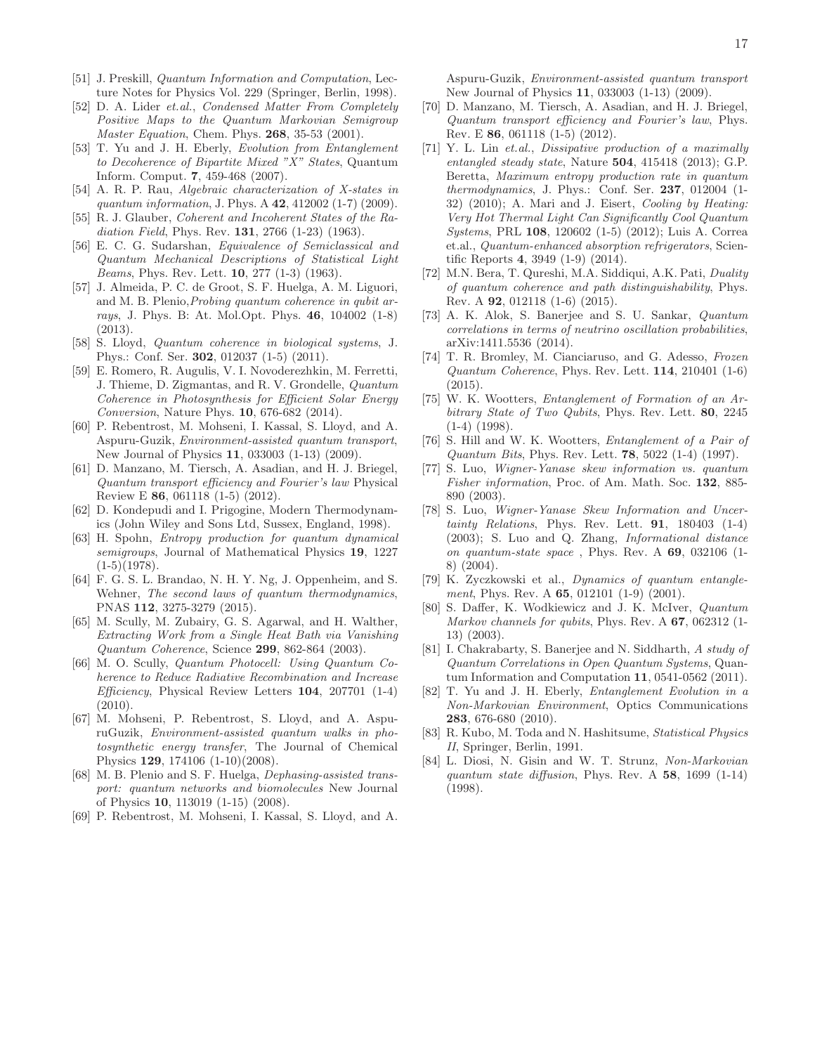[51] J. Preskill, *Quantum Information and Computation*, Lecture Notes for Physics Vol. 229 (Springer, Berlin, 1998).

[52] D. A. Lider *et.al.*, *Condensed Matter From Completely Positive Maps to the Quantum Markovian Semigroup Master Equation*, Chem. Phys. **268**, 35-53 (2001).

[53] T. Yu and J. H. Eberly, *Evolution from Entanglement to Decoherence of Bipartite Mixed "X" States*, Quantum Inform. Comput. **7**, 459-468 (2007).

[54] A. R. P. Rau, *Algebraic characterization of X-states in quantum information*, J. Phys. A **42**, 412002 (1-7) (2009).

[55] R. J. Glauber, *Coherent and Incoherent States of the Radiation Field*, Phys. Rev. **131**, 2766 (1-23) (1963).

[56] E. C. G. Sudarshan, *Equivalence of Semiclassical and Quantum Mechanical Descriptions of Statistical Light Beams*, Phys. Rev. Lett. **10**, 277 (1-3) (1963).

[57] J. Almeida, P. C. de Groot, S. F. Huelga, A. M. Liguori, and M. B. Plenio,*Probing quantum coherence in qubit arrays*, J. Phys. B: At. Mol.Opt. Phys. **46**, 104002 (1-8) (2013).

[58] S. Lloyd, *Quantum coherence in biological systems*, J. Phys.: Conf. Ser. **302**, 012037 (1-5) (2011).

[59] E. Romero, R. Augulis, V. I. Novoderezhkin, M. Ferretti, J. Thieme, D. Zigmantas, and R. V. Grondelle, *Quantum Coherence in Photosynthesis for Efficient Solar Energy Conversion*, Nature Phys. **10**, 676-682 (2014).

[60] P. Rebentrost, M. Mohseni, I. Kassal, S. Lloyd, and A. Aspuru-Guzik, *Environment-assisted quantum transport*, New Journal of Physics **11**, 033003 (1-13) (2009).

[61] D. Manzano, M. Tiersch, A. Asadian, and H. J. Briegel, *Quantum transport efficiency and Fourier's law* Physical Review E **86**, 061118 (1-5) (2012).

[62] D. Kondepudi and I. Prigogine, Modern Thermodynamics (John Wiley and Sons Ltd, Sussex, England, 1998).

[63] H. Spohn, *Entropy production for quantum dynamical semigroups*, Journal of Mathematical Physics **19**, 1227 (1-5)(1978).

[64] F. G. S. L. Brandao, N. H. Y. Ng, J. Oppenheim, and S. Wehner, *The second laws of quantum thermodynamics*, PNAS **112**, 3275-3279 (2015).

[65] M. Scully, M. Zubairy, G. S. Agarwal, and H. Walther, *Extracting Work from a Single Heat Bath via Vanishing Quantum Coherence*, Science **299**, 862-864 (2003).

[66] M. O. Scully, *Quantum Photocell: Using Quantum Coherence to Reduce Radiative Recombination and Increase Efficiency*, Physical Review Letters **104**, 207701 (1-4) (2010).

[67] M. Mohseni, P. Rebentrost, S. Lloyd, and A. AspuruGuzik, *Environment-assisted quantum walks in photosynthetic energy transfer*, The Journal of Chemical Physics **129**, 174106 (1-10)(2008).

[68] M. B. Plenio and S. F. Huelga, *Dephasing-assisted transport: quantum networks and biomolecules* New Journal of Physics **10**, 113019 (1-15) (2008).

[69] P. Rebentrost, M. Mohseni, I. Kassal, S. Lloyd, and A. Aspuru-Guzik, *Environment-assisted quantum transport* New Journal of Physics **11**, 033003 (1-13) (2009).

[70] D. Manzano, M. Tiersch, A. Asadian, and H. J. Briegel, *Quantum transport efficiency and Fourier's law*, Phys. Rev. E **86**, 061118 (1-5) (2012).

[71] Y. L. Lin *et.al.*, *Dissipative production of a maximally entangled steady state*, Nature **504**, 415418 (2013); G.P. Beretta, *Maximum entropy production rate in quantum thermodynamics*, J. Phys.: Conf. Ser. **237**, 012004 (1-32) (2010); A. Mari and J. Eisert, *Cooling by Heating: Very Hot Thermal Light Can Significantly Cool Quantum Systems*, PRL **108**, 120602 (1-5) (2012); Luis A. Correa et.al., *Quantum-enhanced absorption refrigerators*, Scientific Reports **4**, 3949 (1-9) (2014).

[72] M.N. Bera, T. Qureshi, M.A. Siddiqui, A.K. Pati, *Duality of quantum coherence and path distinguishability*, Phys. Rev. A **92**, 012118 (1-6) (2015).

[73] A. K. Alok, S. Banerjee and S. U. Sankar, *Quantum correlations in terms of neutrino oscillation probabilities*, arXiv:1411.5536 (2014).

[74] T. R. Bromley, M. Cianciaruso, and G. Adesso, *Frozen Quantum Coherence*, Phys. Rev. Lett. **114**, 210401 (1-6) (2015).

[75] W. K. Wootters, *Entanglement of Formation of an Arbitrary State of Two Qubits*, Phys. Rev. Lett. **80**, 2245 (1-4) (1998).

[76] S. Hill and W. K. Wootters, *Entanglement of a Pair of Quantum Bits*, Phys. Rev. Lett. **78**, 5022 (1-4) (1997).

[77] S. Luo, *Wigner-Yanase skew information vs. quantum Fisher information*, Proc. of Am. Math. Soc. **132**, 885-890 (2003).

[78] S. Luo, *Wigner-Yanase Skew Information and Uncertainty Relations*, Phys. Rev. Lett. **91**, 180403 (1-4) (2003); S. Luo and Q. Zhang, *Informational distance on quantum-state space* , Phys. Rev. A **69**, 032106 (1-8) (2004).

[79] K. Zyczkowski et al., *Dynamics of quantum entanglement*, Phys. Rev. A **65**, 012101 (1-9) (2001).

[80] S. Daffer, K. Wodkiewicz and J. K. McIver, *Quantum Markov channels for qubits*, Phys. Rev. A **67**, 062312 (1-13) (2003).

[81] I. Chakrabarty, S. Banerjee and N. Siddharth, *A study of Quantum Correlations in Open Quantum Systems*, Quantum Information and Computation **11**, 0541-0562 (2011).

[82] T. Yu and J. H. Eberly, *Entanglement Evolution in a Non-Markovian Environment*, Optics Communications **283**, 676-680 (2010).

[83] R. Kubo, M. Toda and N. Hashitsume, *Statistical Physics II*, Springer, Berlin, 1991.

[84] L. Diosi, N. Gisin and W. T. Strunz, *Non-Markovian quantum state diffusion*, Phys. Rev. A **58**, 1699 (1-14) (1998).